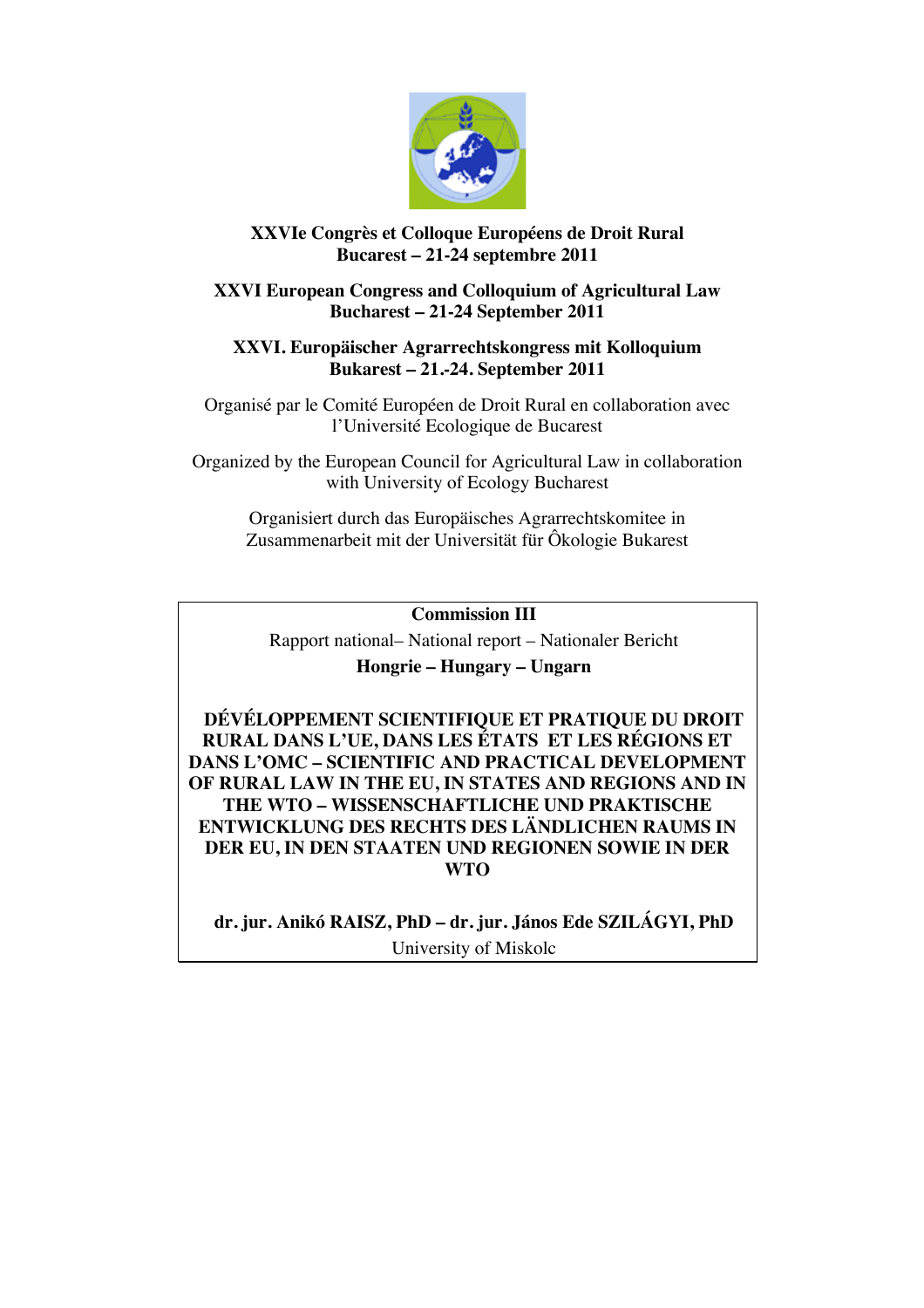**XXVIe Congrès et Colloque Européens de Droit Rural**
**Bucarest – 21-24 septembre 2011**

**XXVI European Congress and Colloquium of Agricultural Law**
**Bucharest – 21-24 September 2011**

**XXVI. Europäischer Agrarrechtskongress mit Kolloquium**
**Bukarest – 21.-24. September 2011**

Organisé par le Comité Européen de Droit Rural en collaboration avec l'Université Ecologique de Bucarest

Organized by the European Council for Agricultural Law in collaboration with University of Ecology Bucharest

Organisiert durch das Europäisches Agrarrechtskomitee in Zusammenarbeit mit der Universität für Ôkologie Bukarest

**Commission III**

Rapport national– National report – Nationaler Bericht

**Hongrie – Hungary – Ungarn**

# DÉVÉLOPPEMENT SCIENTIFIQUE ET PRATIQUE DU DROIT RURAL DANS L'UE, DANS LES ÉTATS ET LES RÉGIONS ET DANS L'OMC – SCIENTIFIC AND PRACTICAL DEVELOPMENT OF RURAL LAW IN THE EU, IN STATES AND REGIONS AND IN THE WTO – WISSENSCHAFTLICHE UND PRAKTISCHE ENTWICKLUNG DES RECHTS DES LÄNDLICHEN RAUMS IN DER EU, IN DEN STAATEN UND REGIONEN SOWIE IN DER WTO

**dr. jur. Anikó RAISZ, PhD – dr. jur. János Ede SZILÁGYI, PhD**

University of Miskolc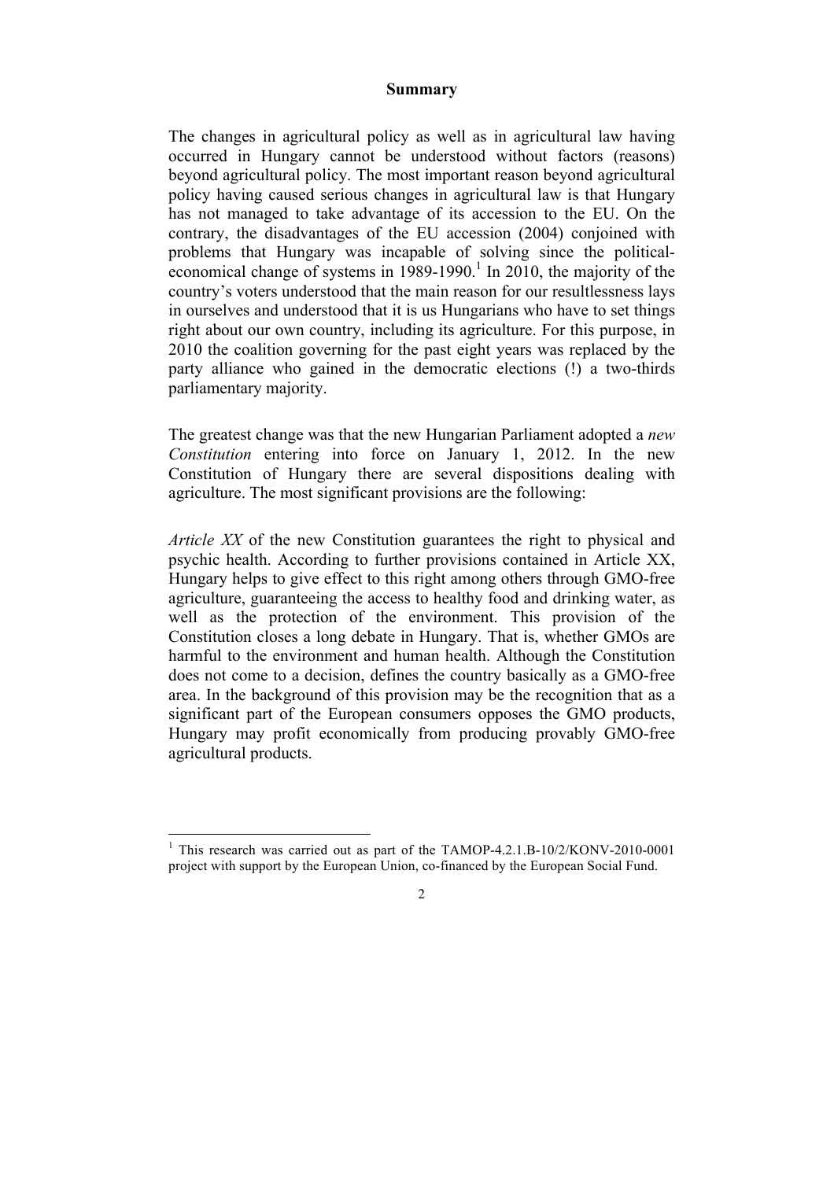# Summary

The changes in agricultural policy as well as in agricultural law having occurred in Hungary cannot be understood without factors (reasons) beyond agricultural policy. The most important reason beyond agricultural policy having caused serious changes in agricultural law is that Hungary has not managed to take advantage of its accession to the EU. On the contrary, the disadvantages of the EU accession (2004) conjoined with problems that Hungary was incapable of solving since the political-economical change of systems in 1989-1990.[1] In 2010, the majority of the country's voters understood that the main reason for our resultlessness lays in ourselves and understood that it is us Hungarians who have to set things right about our own country, including its agriculture. For this purpose, in 2010 the coalition governing for the past eight years was replaced by the party alliance who gained in the democratic elections (!) a two-thirds parliamentary majority.

The greatest change was that the new Hungarian Parliament adopted a *new Constitution* entering into force on January 1, 2012. In the new Constitution of Hungary there are several dispositions dealing with agriculture. The most significant provisions are the following:

*Article XX* of the new Constitution guarantees the right to physical and psychic health. According to further provisions contained in Article XX, Hungary helps to give effect to this right among others through GMO-free agriculture, guaranteeing the access to healthy food and drinking water, as well as the protection of the environment. This provision of the Constitution closes a long debate in Hungary. That is, whether GMOs are harmful to the environment and human health. Although the Constitution does not come to a decision, defines the country basically as a GMO-free area. In the background of this provision may be the recognition that as a significant part of the European consumers opposes the GMO products, Hungary may profit economically from producing provably GMO-free agricultural products.

---

[1] This research was carried out as part of the TAMOP-4.2.1.B-10/2/KONV-2010-0001 project with support by the European Union, co-financed by the European Social Fund.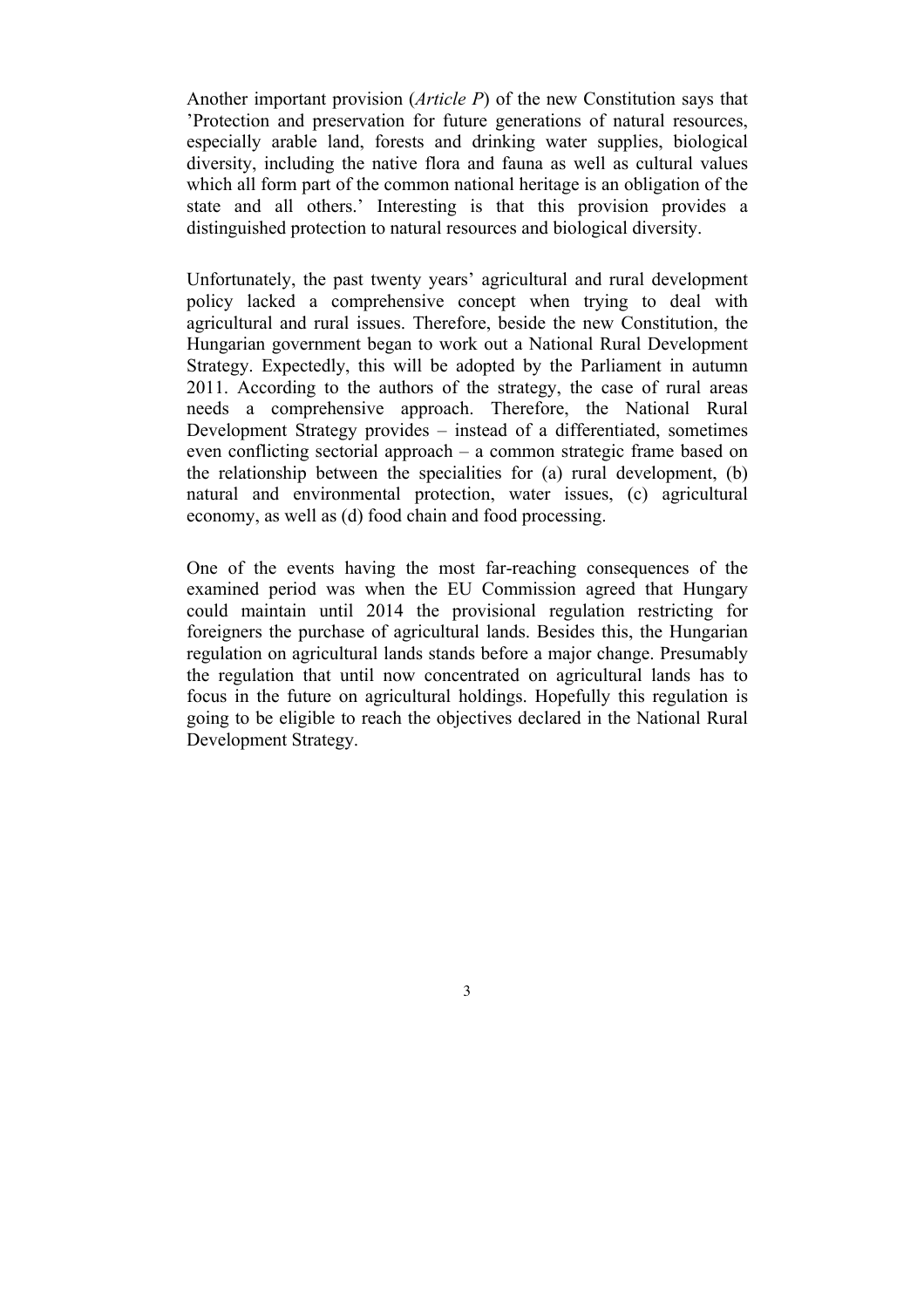Another important provision (*Article P*) of the new Constitution says that 'Protection and preservation for future generations of natural resources, especially arable land, forests and drinking water supplies, biological diversity, including the native flora and fauna as well as cultural values which all form part of the common national heritage is an obligation of the state and all others.' Interesting is that this provision provides a distinguished protection to natural resources and biological diversity.

Unfortunately, the past twenty years' agricultural and rural development policy lacked a comprehensive concept when trying to deal with agricultural and rural issues. Therefore, beside the new Constitution, the Hungarian government began to work out a National Rural Development Strategy. Expectedly, this will be adopted by the Parliament in autumn 2011. According to the authors of the strategy, the case of rural areas needs a comprehensive approach. Therefore, the National Rural Development Strategy provides – instead of a differentiated, sometimes even conflicting sectorial approach – a common strategic frame based on the relationship between the specialities for (a) rural development, (b) natural and environmental protection, water issues, (c) agricultural economy, as well as (d) food chain and food processing.

One of the events having the most far-reaching consequences of the examined period was when the EU Commission agreed that Hungary could maintain until 2014 the provisional regulation restricting for foreigners the purchase of agricultural lands. Besides this, the Hungarian regulation on agricultural lands stands before a major change. Presumably the regulation that until now concentrated on agricultural lands has to focus in the future on agricultural holdings. Hopefully this regulation is going to be eligible to reach the objectives declared in the National Rural Development Strategy.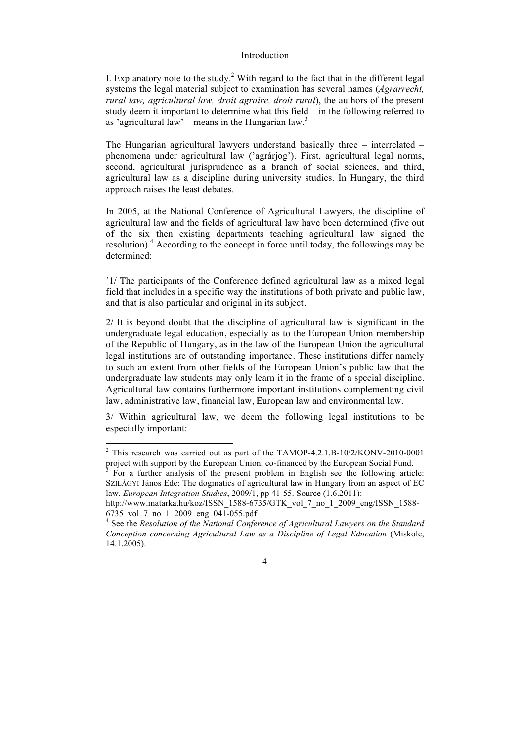# Introduction

I. Explanatory note to the study.[2] With regard to the fact that in the different legal systems the legal material subject to examination has several names (*Agrarrecht, rural law, agricultural law, droit agraire, droit rural*), the authors of the present study deem it important to determine what this field – in the following referred to as 'agricultural law' – means in the Hungarian law.[3]

The Hungarian agricultural lawyers understand basically three – interrelated – phenomena under agricultural law ('agrárjog'). First, agricultural legal norms, second, agricultural jurisprudence as a branch of social sciences, and third, agricultural law as a discipline during university studies. In Hungary, the third approach raises the least debates.

In 2005, at the National Conference of Agricultural Lawyers, the discipline of agricultural law and the fields of agricultural law have been determined (five out of the six then existing departments teaching agricultural law signed the resolution).[4] According to the concept in force until today, the followings may be determined:

'1/ The participants of the Conference defined agricultural law as a mixed legal field that includes in a specific way the institutions of both private and public law, and that is also particular and original in its subject.

2/ It is beyond doubt that the discipline of agricultural law is significant in the undergraduate legal education, especially as to the European Union membership of the Republic of Hungary, as in the law of the European Union the agricultural legal institutions are of outstanding importance. These institutions differ namely to such an extent from other fields of the European Union's public law that the undergraduate law students may only learn it in the frame of a special discipline. Agricultural law contains furthermore important institutions complementing civil law, administrative law, financial law, European law and environmental law.

3/ Within agricultural law, we deem the following legal institutions to be especially important:

---

[2] This research was carried out as part of the TAMOP-4.2.1.B-10/2/KONV-2010-0001 project with support by the European Union, co-financed by the European Social Fund.

[3] For a further analysis of the present problem in English see the following article: SZILÁGYI János Ede: The dogmatics of agricultural law in Hungary from an aspect of EC law. *European Integration Studies*, 2009/1, pp 41-55. Source (1.6.2011): http://www.matarka.hu/koz/ISSN_1588-6735/GTK_vol_7_no_1_2009_eng/ISSN_1588-6735_vol_7_no_1_2009_eng_041-055.pdf

[4] See the *Resolution of the National Conference of Agricultural Lawyers on the Standard Conception concerning Agricultural Law as a Discipline of Legal Education* (Miskolc, 14.1.2005).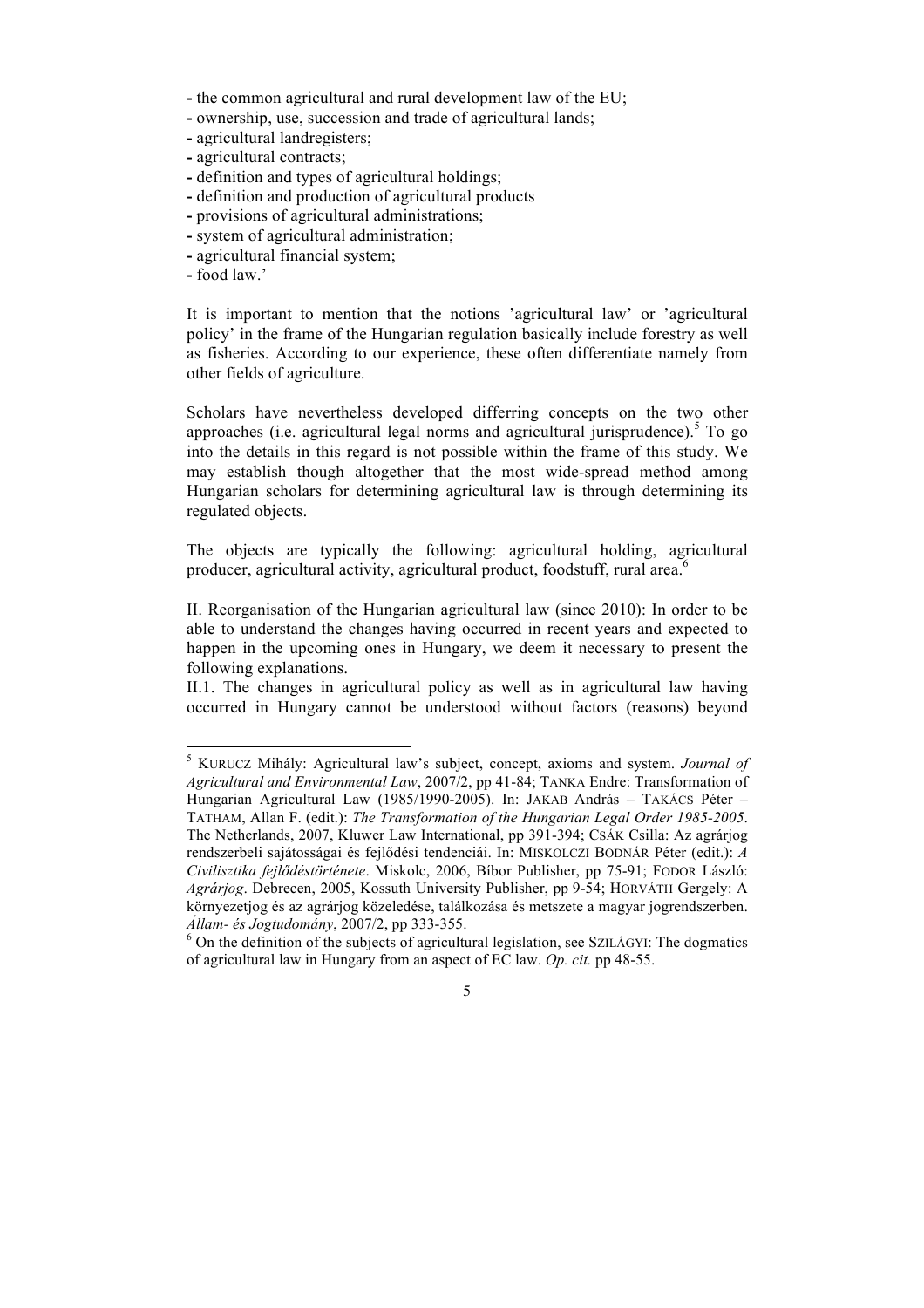- the common agricultural and rural development law of the EU;
- ownership, use, succession and trade of agricultural lands;
- agricultural landregisters;
- agricultural contracts;
- definition and types of agricultural holdings;
- definition and production of agricultural products
- provisions of agricultural administrations;
- system of agricultural administration;
- agricultural financial system;
- food law.'

It is important to mention that the notions 'agricultural law' or 'agricultural policy' in the frame of the Hungarian regulation basically include forestry as well as fisheries. According to our experience, these often differentiate namely from other fields of agriculture.

Scholars have nevertheless developed differring concepts on the two other approaches (i.e. agricultural legal norms and agricultural jurisprudence).[5] To go into the details in this regard is not possible within the frame of this study. We may establish though altogether that the most wide-spread method among Hungarian scholars for determining agricultural law is through determining its regulated objects.

The objects are typically the following: agricultural holding, agricultural producer, agricultural activity, agricultural product, foodstuff, rural area.[6]

II. Reorganisation of the Hungarian agricultural law (since 2010): In order to be able to understand the changes having occurred in recent years and expected to happen in the upcoming ones in Hungary, we deem it necessary to present the following explanations.

II.1. The changes in agricultural policy as well as in agricultural law having occurred in Hungary cannot be understood without factors (reasons) beyond

---

[5] KURUCZ Mihály: Agricultural law's subject, concept, axioms and system. *Journal of Agricultural and Environmental Law*, 2007/2, pp 41-84; TANKA Endre: Transformation of Hungarian Agricultural Law (1985/1990-2005). In: JAKAB András – TAKÁCS Péter – TATHAM, Allan F. (edit.): *The Transformation of the Hungarian Legal Order 1985-2005*. The Netherlands, 2007, Kluwer Law International, pp 391-394; CSÁK Csilla: Az agrárjog rendszerbeli sajátosságai és fejlődési tendenciái. In: MISKOLCZI BODNÁR Péter (edit.): *A Civilisztika fejlődéstörténete*. Miskolc, 2006, Bíbor Publisher, pp 75-91; FODOR László: *Agrárjog*. Debrecen, 2005, Kossuth University Publisher, pp 9-54; HORVÁTH Gergely: A környezetjog és az agrárjog közeledése, találkozása és metszete a magyar jogrendszerben. *Állam- és Jogtudomány*, 2007/2, pp 333-355.

[6] On the definition of the subjects of agricultural legislation, see SZILÁGYI: The dogmatics of agricultural law in Hungary from an aspect of EC law. *Op. cit.* pp 48-55.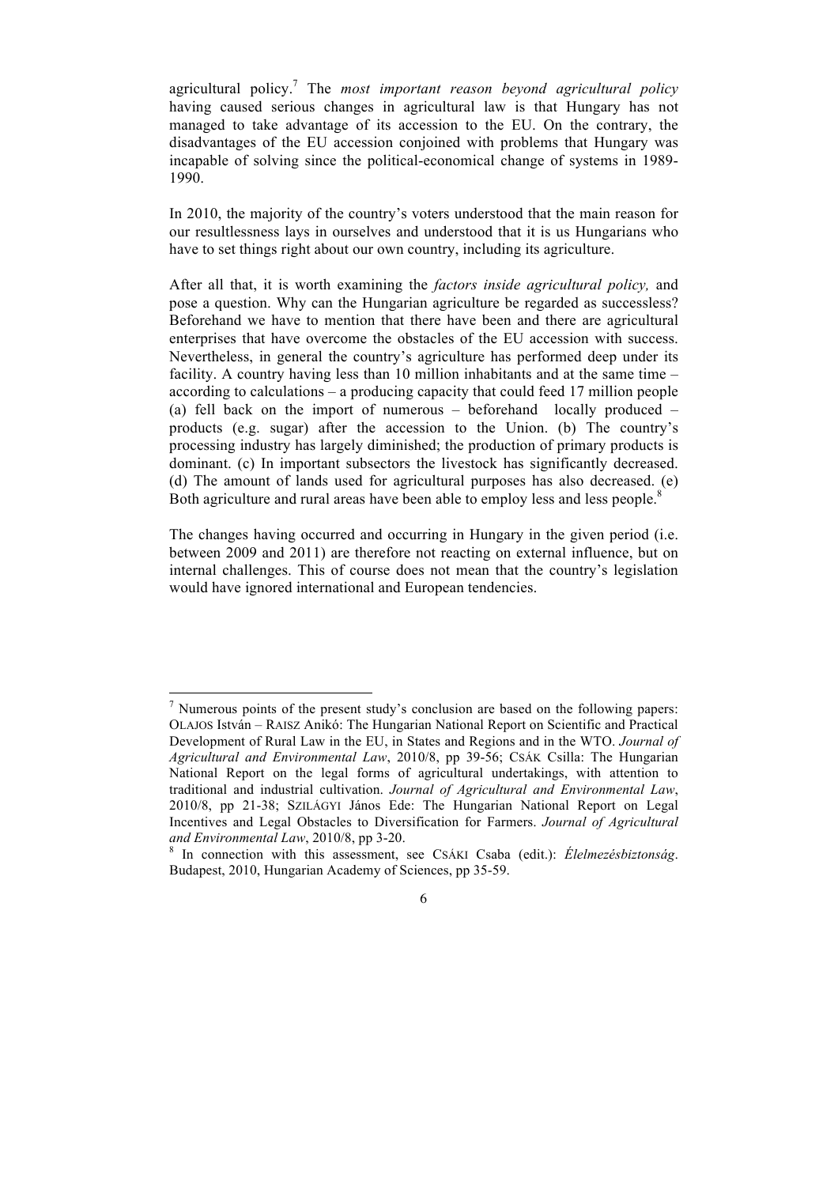agricultural policy.[7] The *most important reason beyond agricultural policy* having caused serious changes in agricultural law is that Hungary has not managed to take advantage of its accession to the EU. On the contrary, the disadvantages of the EU accession conjoined with problems that Hungary was incapable of solving since the political-economical change of systems in 1989-1990.

In 2010, the majority of the country's voters understood that the main reason for our resultlessness lays in ourselves and understood that it is us Hungarians who have to set things right about our own country, including its agriculture.

After all that, it is worth examining the *factors inside agricultural policy,* and pose a question. Why can the Hungarian agriculture be regarded as successless? Beforehand we have to mention that there have been and there are agricultural enterprises that have overcome the obstacles of the EU accession with success. Nevertheless, in general the country's agriculture has performed deep under its facility. A country having less than 10 million inhabitants and at the same time – according to calculations – a producing capacity that could feed 17 million people (a) fell back on the import of numerous – beforehand locally produced – products (e.g. sugar) after the accession to the Union. (b) The country's processing industry has largely diminished; the production of primary products is dominant. (c) In important subsectors the livestock has significantly decreased. (d) The amount of lands used for agricultural purposes has also decreased. (e) Both agriculture and rural areas have been able to employ less and less people.[8]

The changes having occurred and occurring in Hungary in the given period (i.e. between 2009 and 2011) are therefore not reacting on external influence, but on internal challenges. This of course does not mean that the country's legislation would have ignored international and European tendencies.

---

[7] Numerous points of the present study's conclusion are based on the following papers: OLAJOS István – RAISZ Anikó: The Hungarian National Report on Scientific and Practical Development of Rural Law in the EU, in States and Regions and in the WTO. *Journal of Agricultural and Environmental Law*, 2010/8, pp 39-56; CSÁK Csilla: The Hungarian National Report on the legal forms of agricultural undertakings, with attention to traditional and industrial cultivation. *Journal of Agricultural and Environmental Law*, 2010/8, pp 21-38; SZILÁGYI János Ede: The Hungarian National Report on Legal Incentives and Legal Obstacles to Diversification for Farmers. *Journal of Agricultural and Environmental Law*, 2010/8, pp 3-20.

[8] In connection with this assessment, see CSÁKI Csaba (edit.): *Élelmezésbiztonság*. Budapest, 2010, Hungarian Academy of Sciences, pp 35-59.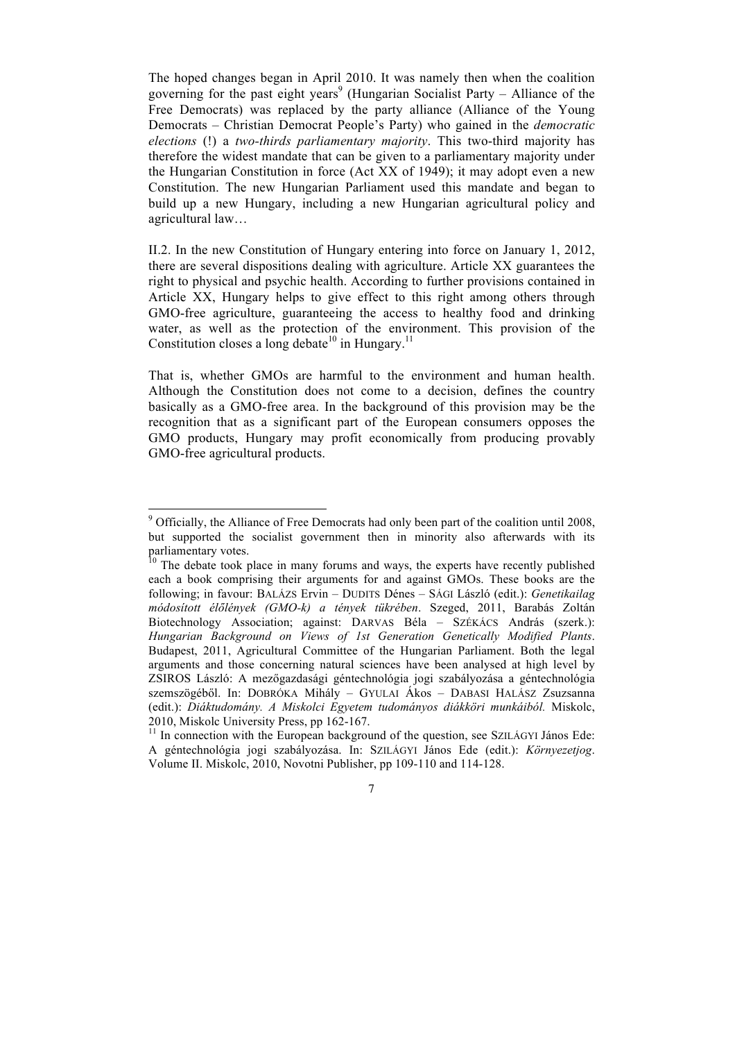The hoped changes began in April 2010. It was namely then when the coalition governing for the past eight years[9] (Hungarian Socialist Party – Alliance of the Free Democrats) was replaced by the party alliance (Alliance of the Young Democrats – Christian Democrat People's Party) who gained in the *democratic elections* (!) a *two-thirds parliamentary majority*. This two-third majority has therefore the widest mandate that can be given to a parliamentary majority under the Hungarian Constitution in force (Act XX of 1949); it may adopt even a new Constitution. The new Hungarian Parliament used this mandate and began to build up a new Hungary, including a new Hungarian agricultural policy and agricultural law…

II.2. In the new Constitution of Hungary entering into force on January 1, 2012, there are several dispositions dealing with agriculture. Article XX guarantees the right to physical and psychic health. According to further provisions contained in Article XX, Hungary helps to give effect to this right among others through GMO-free agriculture, guaranteeing the access to healthy food and drinking water, as well as the protection of the environment. This provision of the Constitution closes a long debate[10] in Hungary.[11]

That is, whether GMOs are harmful to the environment and human health. Although the Constitution does not come to a decision, defines the country basically as a GMO-free area. In the background of this provision may be the recognition that as a significant part of the European consumers opposes the GMO products, Hungary may profit economically from producing provably GMO-free agricultural products.

---

[9] Officially, the Alliance of Free Democrats had only been part of the coalition until 2008, but supported the socialist government then in minority also afterwards with its parliamentary votes.

[10] The debate took place in many forums and ways, the experts have recently published each a book comprising their arguments for and against GMOs. These books are the following; in favour: BALÁZS Ervin – DUDITS Dénes – SÁGI László (edit.): *Genetikailag módosított élőlények (GMO-k) a tények tükrében*. Szeged, 2011, Barabás Zoltán Biotechnology Association; against: DARVAS Béla – SZÉKÁCS András (szerk.): *Hungarian Background on Views of 1st Generation Genetically Modified Plants*. Budapest, 2011, Agricultural Committee of the Hungarian Parliament. Both the legal arguments and those concerning natural sciences have been analysed at high level by ZSIROS László: A mezőgazdasági géntechnológia jogi szabályozása a géntechnológia szemszögéből. In: DOBRÓKA Mihály – GYULAI Ákos – DABASI HALÁSZ Zsuzsanna (edit.): *Diáktudomány. A Miskolci Egyetem tudományos diákköri munkáiból.* Miskolc, 2010, Miskolc University Press, pp 162-167.

[11] In connection with the European background of the question, see SZILÁGYI János Ede: A géntechnológia jogi szabályozása. In: SZILÁGYI János Ede (edit.): *Környezetjog*. Volume II. Miskolc, 2010, Novotni Publisher, pp 109-110 and 114-128.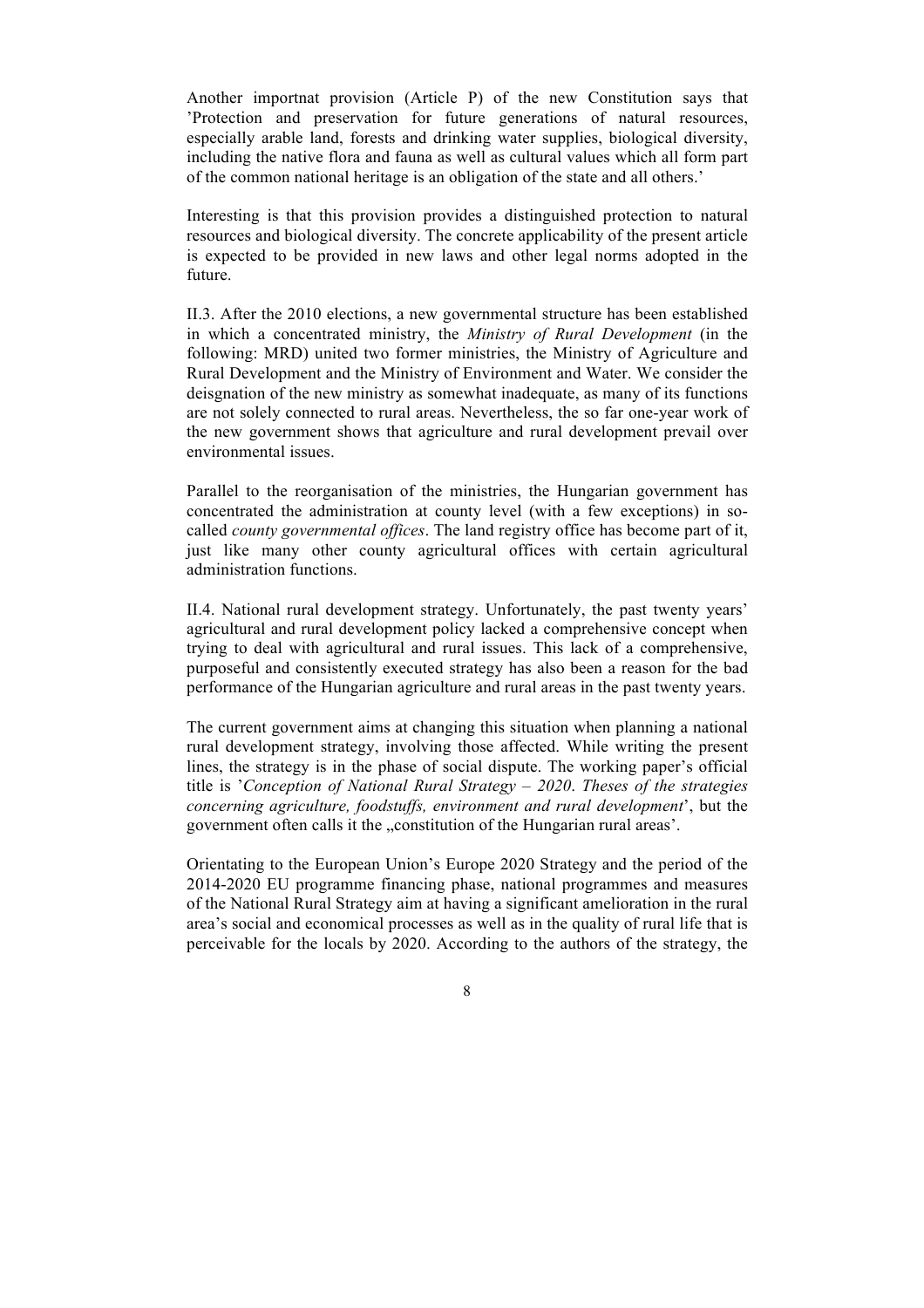Another importnat provision (Article P) of the new Constitution says that 'Protection and preservation for future generations of natural resources, especially arable land, forests and drinking water supplies, biological diversity, including the native flora and fauna as well as cultural values which all form part of the common national heritage is an obligation of the state and all others.'

Interesting is that this provision provides a distinguished protection to natural resources and biological diversity. The concrete applicability of the present article is expected to be provided in new laws and other legal norms adopted in the future.

II.3. After the 2010 elections, a new governmental structure has been established in which a concentrated ministry, the *Ministry of Rural Development* (in the following: MRD) united two former ministries, the Ministry of Agriculture and Rural Development and the Ministry of Environment and Water. We consider the deisgnation of the new ministry as somewhat inadequate, as many of its functions are not solely connected to rural areas. Nevertheless, the so far one-year work of the new government shows that agriculture and rural development prevail over environmental issues.

Parallel to the reorganisation of the ministries, the Hungarian government has concentrated the administration at county level (with a few exceptions) in so-called *county governmental offices*. The land registry office has become part of it, just like many other county agricultural offices with certain agricultural administration functions.

II.4. National rural development strategy. Unfortunately, the past twenty years' agricultural and rural development policy lacked a comprehensive concept when trying to deal with agricultural and rural issues. This lack of a comprehensive, purposeful and consistently executed strategy has also been a reason for the bad performance of the Hungarian agriculture and rural areas in the past twenty years.

The current government aims at changing this situation when planning a national rural development strategy, involving those affected. While writing the present lines, the strategy is in the phase of social dispute. The working paper's official title is '*Conception of National Rural Strategy – 2020*. *Theses of the strategies concerning agriculture, foodstuffs, environment and rural development*', but the government often calls it the „constitution of the Hungarian rural areas'.

Orientating to the European Union's Europe 2020 Strategy and the period of the 2014-2020 EU programme financing phase, national programmes and measures of the National Rural Strategy aim at having a significant amelioration in the rural area's social and economical processes as well as in the quality of rural life that is perceivable for the locals by 2020. According to the authors of the strategy, the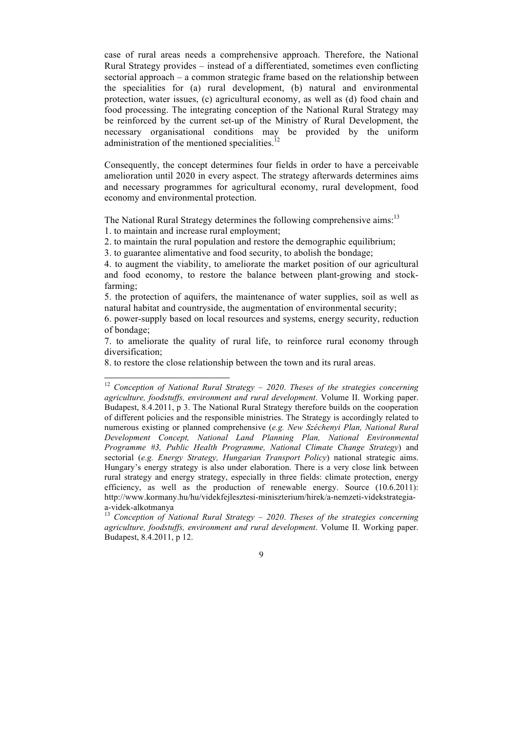case of rural areas needs a comprehensive approach. Therefore, the National Rural Strategy provides – instead of a differentiated, sometimes even conflicting sectorial approach – a common strategic frame based on the relationship between the specialities for (a) rural development, (b) natural and environmental protection, water issues, (c) agricultural economy, as well as (d) food chain and food processing. The integrating conception of the National Rural Strategy may be reinforced by the current set-up of the Ministry of Rural Development, the necessary organisational conditions may be provided by the uniform administration of the mentioned specialities.[12]

Consequently, the concept determines four fields in order to have a perceivable amelioration until 2020 in every aspect. The strategy afterwards determines aims and necessary programmes for agricultural economy, rural development, food economy and environmental protection.

The National Rural Strategy determines the following comprehensive aims:[13]

1. to maintain and increase rural employment;
2. to maintain the rural population and restore the demographic equilibrium;
3. to guarantee alimentative and food security, to abolish the bondage;
4. to augment the viability, to ameliorate the market position of our agricultural and food economy, to restore the balance between plant-growing and stock-farming;
5. the protection of aquifers, the maintenance of water supplies, soil as well as natural habitat and countryside, the augmentation of environmental security;
6. power-supply based on local resources and systems, energy security, reduction of bondage;
7. to ameliorate the quality of rural life, to reinforce rural economy through diversification;
8. to restore the close relationship between the town and its rural areas.

---

[12] *Conception of National Rural Strategy – 2020*. *Theses of the strategies concerning agriculture, foodstuffs, environment and rural development*. Volume II. Working paper. Budapest, 8.4.2011, p 3. The National Rural Strategy therefore builds on the cooperation of different policies and the responsible ministries. The Strategy is accordingly related to numerous existing or planned comprehensive (*e.g. New Széchenyi Plan, National Rural Development Concept, National Land Planning Plan, National Environmental Programme #3, Public Health Programme, National Climate Change Strategy*) and sectorial (*e.g. Energy Strategy, Hungarian Transport Policy*) national strategic aims. Hungary's energy strategy is also under elaboration. There is a very close link between rural strategy and energy strategy, especially in three fields: climate protection, energy efficiency, as well as the production of renewable energy. Source (10.6.2011): http://www.kormany.hu/hu/videkfejlesztesi-miniszterium/hirek/a-nemzeti-videkstrategia-a-videk-alkotmanya

[13] *Conception of National Rural Strategy – 2020*. *Theses of the strategies concerning agriculture, foodstuffs, environment and rural development*. Volume II. Working paper. Budapest, 8.4.2011, p 12.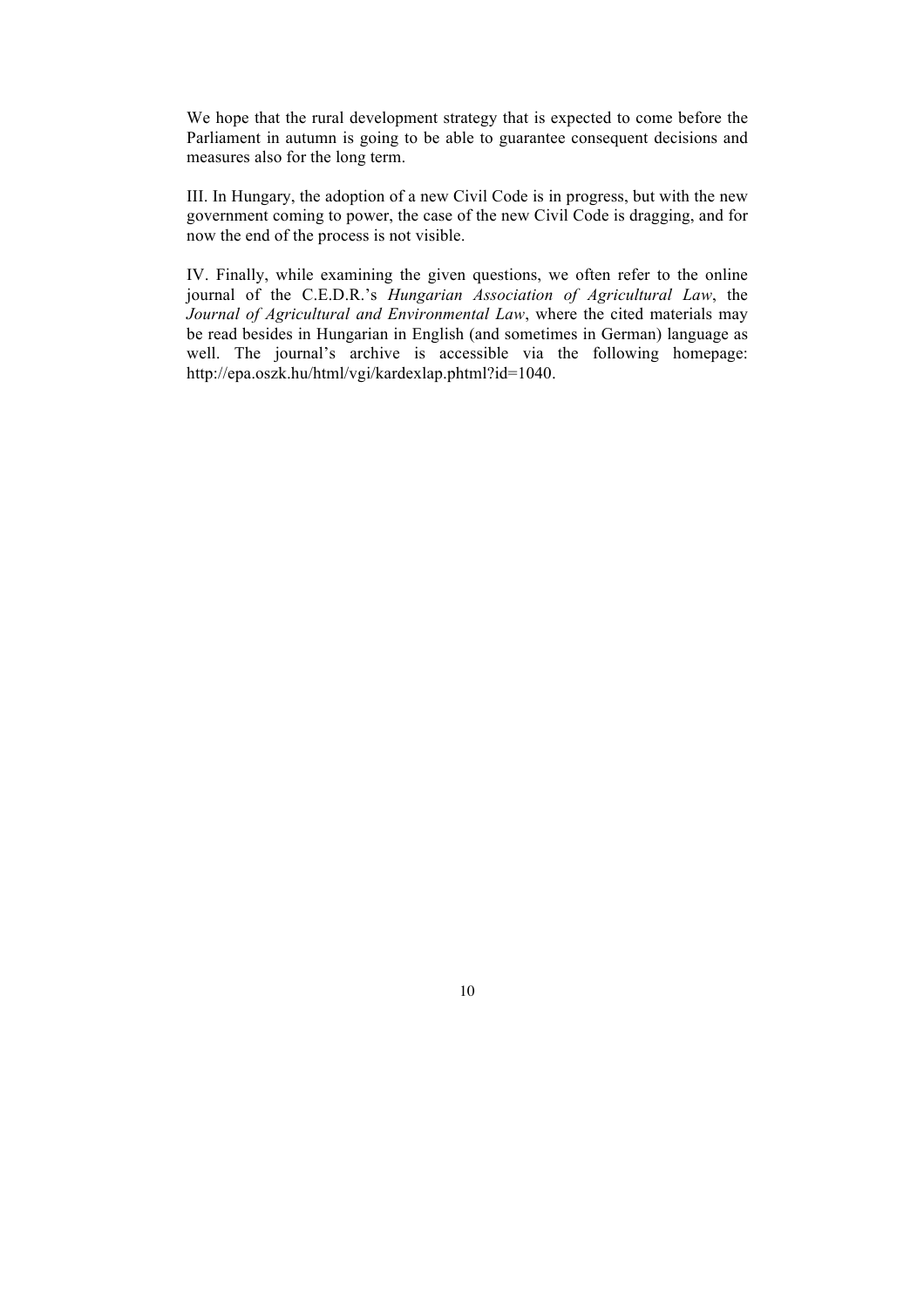We hope that the rural development strategy that is expected to come before the Parliament in autumn is going to be able to guarantee consequent decisions and measures also for the long term.

III. In Hungary, the adoption of a new Civil Code is in progress, but with the new government coming to power, the case of the new Civil Code is dragging, and for now the end of the process is not visible.

IV. Finally, while examining the given questions, we often refer to the online journal of the C.E.D.R.'s *Hungarian Association of Agricultural Law*, the *Journal of Agricultural and Environmental Law*, where the cited materials may be read besides in Hungarian in English (and sometimes in German) language as well. The journal's archive is accessible via the following homepage: http://epa.oszk.hu/html/vgi/kardexlap.phtml?id=1040.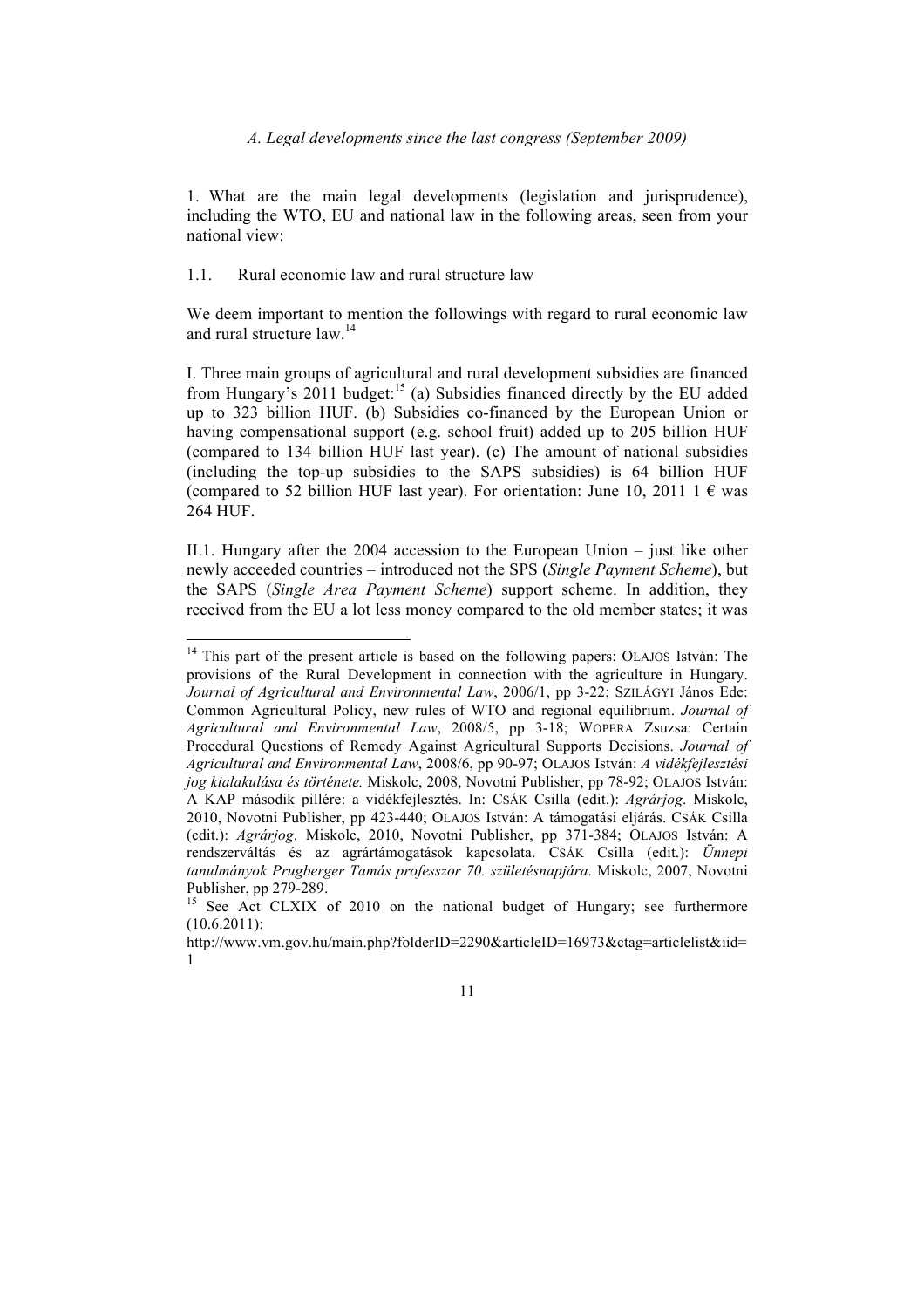*A. Legal developments since the last congress (September 2009)*

1. What are the main legal developments (legislation and jurisprudence), including the WTO, EU and national law in the following areas, seen from your national view:

1.1. Rural economic law and rural structure law

We deem important to mention the followings with regard to rural economic law and rural structure law.[14]

I. Three main groups of agricultural and rural development subsidies are financed from Hungary's 2011 budget:[15] (a) Subsidies financed directly by the EU added up to 323 billion HUF. (b) Subsidies co-financed by the European Union or having compensational support (e.g. school fruit) added up to 205 billion HUF (compared to 134 billion HUF last year). (c) The amount of national subsidies (including the top-up subsidies to the SAPS subsidies) is 64 billion HUF (compared to 52 billion HUF last year). For orientation: June 10, 2011 1 € was 264 HUF.

II.1. Hungary after the 2004 accession to the European Union – just like other newly acceeded countries – introduced not the SPS (*Single Payment Scheme*), but the SAPS (*Single Area Payment Scheme*) support scheme. In addition, they received from the EU a lot less money compared to the old member states; it was

---

[14] This part of the present article is based on the following papers: OLAJOS István: The provisions of the Rural Development in connection with the agriculture in Hungary. *Journal of Agricultural and Environmental Law*, 2006/1, pp 3-22; SZILÁGYI János Ede: Common Agricultural Policy, new rules of WTO and regional equilibrium. *Journal of Agricultural and Environmental Law*, 2008/5, pp 3-18; WOPERA Zsuzsa: Certain Procedural Questions of Remedy Against Agricultural Supports Decisions. *Journal of Agricultural and Environmental Law*, 2008/6, pp 90-97; OLAJOS István: *A vidékfejlesztési jog kialakulása és története.* Miskolc, 2008, Novotni Publisher, pp 78-92; OLAJOS István: A KAP második pillére: a vidékfejlesztés. In: CSÁK Csilla (edit.): *Agrárjog*. Miskolc, 2010, Novotni Publisher, pp 423-440; OLAJOS István: A támogatási eljárás. CSÁK Csilla (edit.): *Agrárjog*. Miskolc, 2010, Novotni Publisher, pp 371-384; OLAJOS István: A rendszerváltás és az agrártámogatások kapcsolata. CSÁK Csilla (edit.): *Ünnepi tanulmányok Prugberger Tamás professzor 70. születésnapjára*. Miskolc, 2007, Novotni Publisher, pp 279-289.

[15] See Act CLXIX of 2010 on the national budget of Hungary; see furthermore (10.6.2011):
http://www.vm.gov.hu/main.php?folderID=2290&articleID=16973&ctag=articlelist&iid=1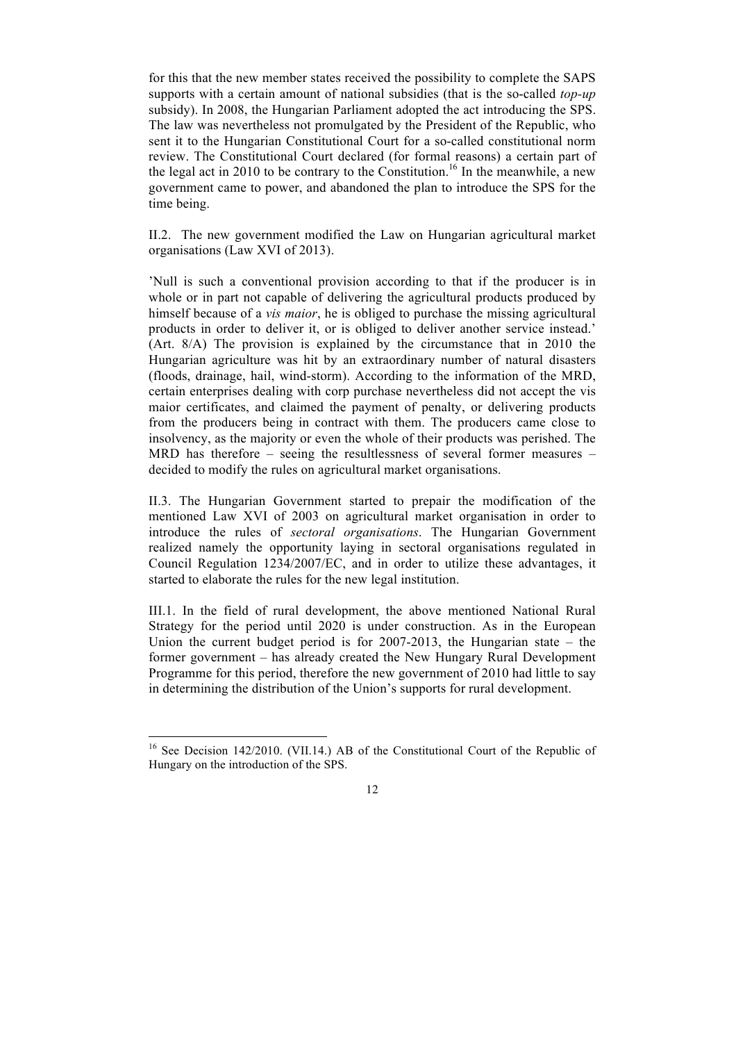for this that the new member states received the possibility to complete the SAPS supports with a certain amount of national subsidies (that is the so-called *top-up* subsidy). In 2008, the Hungarian Parliament adopted the act introducing the SPS. The law was nevertheless not promulgated by the President of the Republic, who sent it to the Hungarian Constitutional Court for a so-called constitutional norm review. The Constitutional Court declared (for formal reasons) a certain part of the legal act in 2010 to be contrary to the Constitution.[16] In the meanwhile, a new government came to power, and abandoned the plan to introduce the SPS for the time being.

II.2. The new government modified the Law on Hungarian agricultural market organisations (Law XVI of 2013).

'Null is such a conventional provision according to that if the producer is in whole or in part not capable of delivering the agricultural products produced by himself because of a *vis maior*, he is obliged to purchase the missing agricultural products in order to deliver it, or is obliged to deliver another service instead.' (Art. 8/A) The provision is explained by the circumstance that in 2010 the Hungarian agriculture was hit by an extraordinary number of natural disasters (floods, drainage, hail, wind-storm). According to the information of the MRD, certain enterprises dealing with corp purchase nevertheless did not accept the vis maior certificates, and claimed the payment of penalty, or delivering products from the producers being in contract with them. The producers came close to insolvency, as the majority or even the whole of their products was perished. The MRD has therefore – seeing the resultlessness of several former measures – decided to modify the rules on agricultural market organisations.

II.3. The Hungarian Government started to prepair the modification of the mentioned Law XVI of 2003 on agricultural market organisation in order to introduce the rules of *sectoral organisations*. The Hungarian Government realized namely the opportunity laying in sectoral organisations regulated in Council Regulation 1234/2007/EC, and in order to utilize these advantages, it started to elaborate the rules for the new legal institution.

III.1. In the field of rural development, the above mentioned National Rural Strategy for the period until 2020 is under construction. As in the European Union the current budget period is for 2007-2013, the Hungarian state – the former government – has already created the New Hungary Rural Development Programme for this period, therefore the new government of 2010 had little to say in determining the distribution of the Union's supports for rural development.

---

[16] See Decision 142/2010. (VII.14.) AB of the Constitutional Court of the Republic of Hungary on the introduction of the SPS.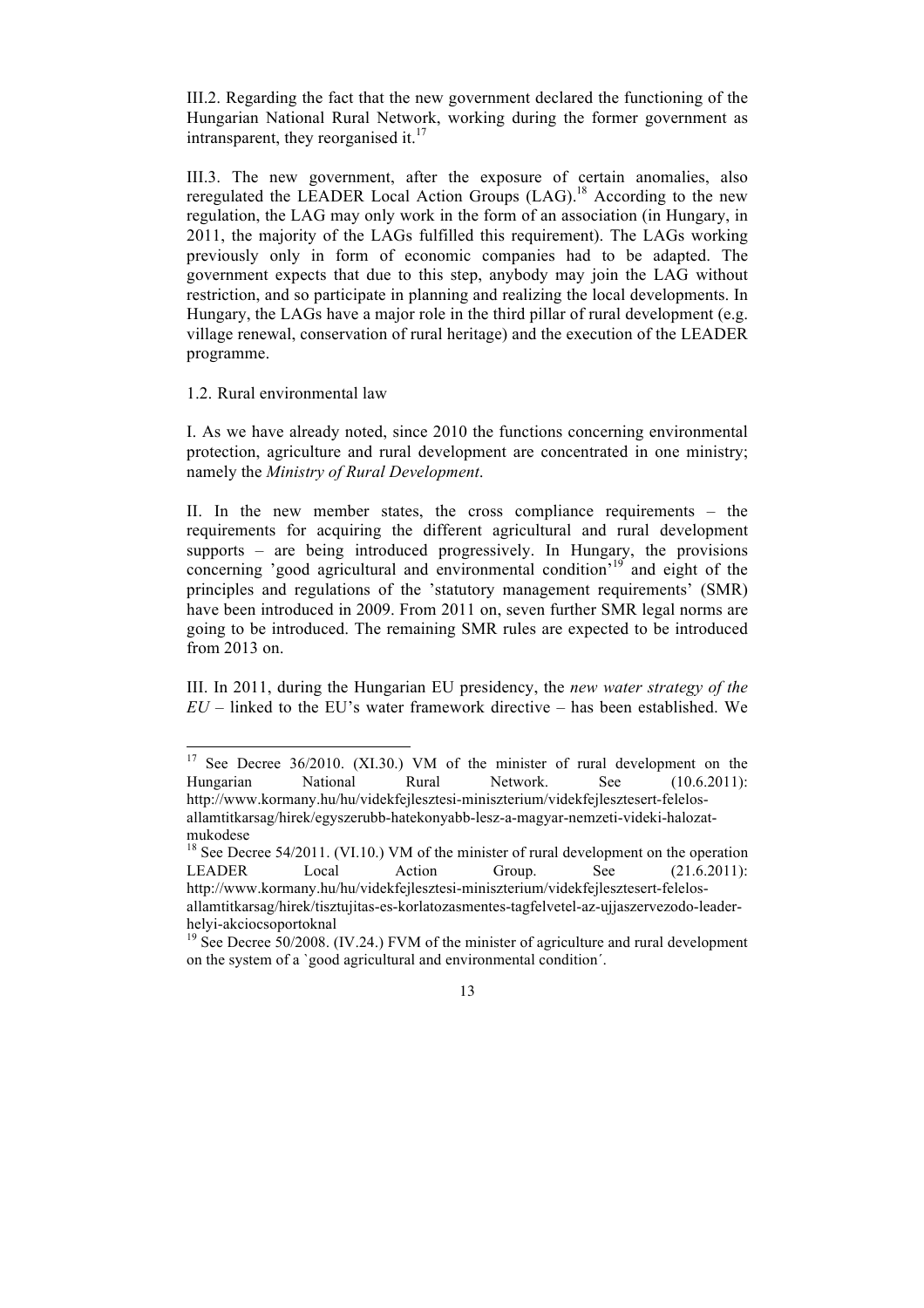III.2. Regarding the fact that the new government declared the functioning of the Hungarian National Rural Network, working during the former government as intransparent, they reorganised it.[17]

III.3. The new government, after the exposure of certain anomalies, also reregulated the LEADER Local Action Groups (LAG).[18] According to the new regulation, the LAG may only work in the form of an association (in Hungary, in 2011, the majority of the LAGs fulfilled this requirement). The LAGs working previously only in form of economic companies had to be adapted. The government expects that due to this step, anybody may join the LAG without restriction, and so participate in planning and realizing the local developments. In Hungary, the LAGs have a major role in the third pillar of rural development (e.g. village renewal, conservation of rural heritage) and the execution of the LEADER programme.

1.2. Rural environmental law

I. As we have already noted, since 2010 the functions concerning environmental protection, agriculture and rural development are concentrated in one ministry; namely the *Ministry of Rural Development*.

II. In the new member states, the cross compliance requirements – the requirements for acquiring the different agricultural and rural development supports – are being introduced progressively. In Hungary, the provisions concerning 'good agricultural and environmental condition'[19] and eight of the principles and regulations of the 'statutory management requirements' (SMR) have been introduced in 2009. From 2011 on, seven further SMR legal norms are going to be introduced. The remaining SMR rules are expected to be introduced from 2013 on.

III. In 2011, during the Hungarian EU presidency, the *new water strategy of the EU* – linked to the EU's water framework directive – has been established. We

---

[17] See Decree 36/2010. (XI.30.) VM of the minister of rural development on the Hungarian National Rural Network. See (10.6.2011): http://www.kormany.hu/hu/videkfejlesztesi-miniszterium/videkfejlesztesert-felelos-allamtitkarsag/hirek/egyszerubb-hatekonyabb-lesz-a-magyar-nemzeti-videki-halozat-mukodese

[18] See Decree 54/2011. (VI.10.) VM of the minister of rural development on the operation LEADER Local Action Group. See (21.6.2011): http://www.kormany.hu/hu/videkfejlesztesi-miniszterium/videkfejlesztesert-felelos-allamtitkarsag/hirek/tisztujitas-es-korlatozasmentes-tagfelvetel-az-ujjaszervezodo-leader-helyi-akciocsoportoknal

[19] See Decree 50/2008. (IV.24.) FVM of the minister of agriculture and rural development on the system of a `good agricultural and environmental condition´.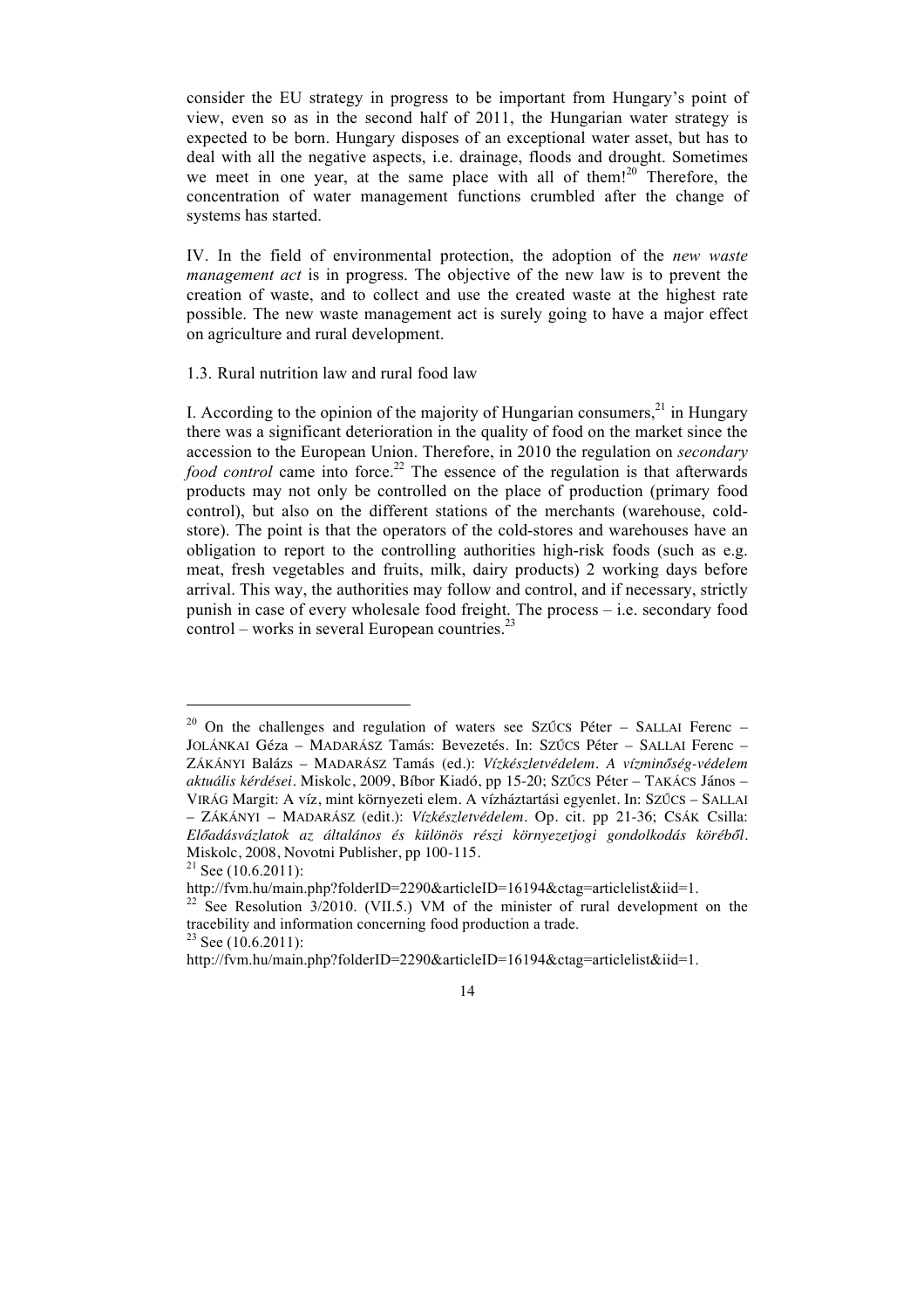consider the EU strategy in progress to be important from Hungary's point of view, even so as in the second half of 2011, the Hungarian water strategy is expected to be born. Hungary disposes of an exceptional water asset, but has to deal with all the negative aspects, i.e. drainage, floods and drought. Sometimes we meet in one year, at the same place with all of them![20] Therefore, the concentration of water management functions crumbled after the change of systems has started.

IV. In the field of environmental protection, the adoption of the *new waste management act* is in progress. The objective of the new law is to prevent the creation of waste, and to collect and use the created waste at the highest rate possible. The new waste management act is surely going to have a major effect on agriculture and rural development.

### 1.3. Rural nutrition law and rural food law

I. According to the opinion of the majority of Hungarian consumers,[21] in Hungary there was a significant deterioration in the quality of food on the market since the accession to the European Union. Therefore, in 2010 the regulation on *secondary food control* came into force.[22] The essence of the regulation is that afterwards products may not only be controlled on the place of production (primary food control), but also on the different stations of the merchants (warehouse, cold-store). The point is that the operators of the cold-stores and warehouses have an obligation to report to the controlling authorities high-risk foods (such as e.g. meat, fresh vegetables and fruits, milk, dairy products) 2 working days before arrival. This way, the authorities may follow and control, and if necessary, strictly punish in case of every wholesale food freight. The process – i.e. secondary food control – works in several European countries.[23]

---

[20] On the challenges and regulation of waters see SZŰCS Péter – SALLAI Ferenc – JOLÁNKAI Géza – MADARÁSZ Tamás: Bevezetés. In: SZŰCS Péter – SALLAI Ferenc – ZÁKÁNYI Balázs – MADARÁSZ Tamás (ed.): *Vízkészletvédelem. A vízminőség-védelem aktuális kérdései*. Miskolc, 2009, Bíbor Kiadó, pp 15-20; SZŰCS Péter – TAKÁCS János – VIRÁG Margit: A víz, mint környezeti elem. A vízháztartási egyenlet. In: SZŰCS – SALLAI – ZÁKÁNYI – MADARÁSZ (edit.): *Vízkészletvédelem*. Op. cit. pp 21-36; CSÁK Csilla: *Előadásvázlatok az általános és különös részi környezetjogi gondolkodás köréből*. Miskolc, 2008, Novotni Publisher, pp 100-115.

[21] See (10.6.2011): http://fvm.hu/main.php?folderID=2290&articleID=16194&ctag=articlelist&iid=1.

[22] See Resolution 3/2010. (VII.5.) VM of the minister of rural development on the tracebility and information concerning food production a trade.

[23] See (10.6.2011): http://fvm.hu/main.php?folderID=2290&articleID=16194&ctag=articlelist&iid=1.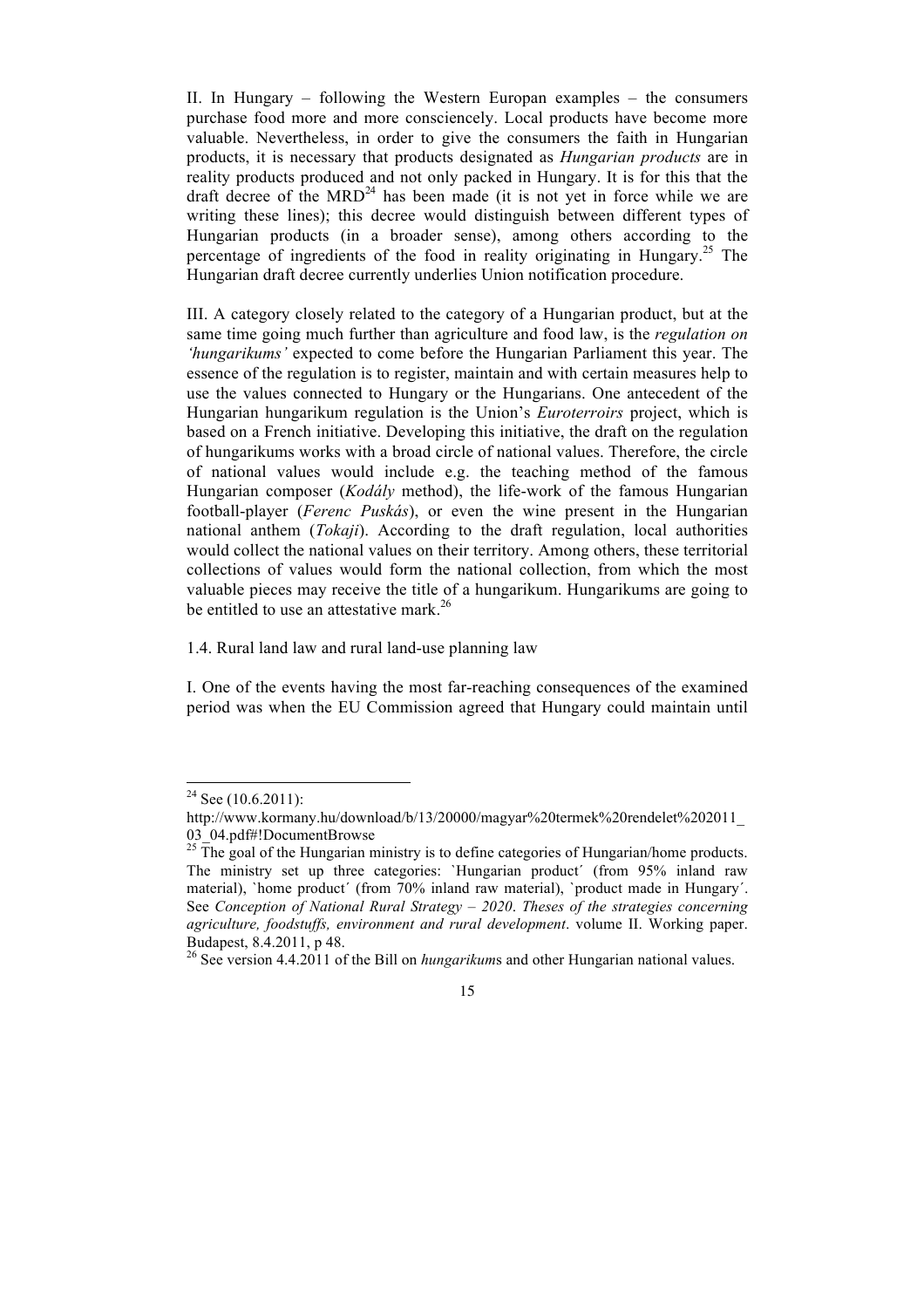II. In Hungary – following the Western Europan examples – the consumers purchase food more and more consciencely. Local products have become more valuable. Nevertheless, in order to give the consumers the faith in Hungarian products, it is necessary that products designated as *Hungarian products* are in reality products produced and not only packed in Hungary. It is for this that the draft decree of the MRD[24] has been made (it is not yet in force while we are writing these lines); this decree would distinguish between different types of Hungarian products (in a broader sense), among others according to the percentage of ingredients of the food in reality originating in Hungary.[25] The Hungarian draft decree currently underlies Union notification procedure.

III. A category closely related to the category of a Hungarian product, but at the same time going much further than agriculture and food law, is the *regulation on 'hungarikums'* expected to come before the Hungarian Parliament this year. The essence of the regulation is to register, maintain and with certain measures help to use the values connected to Hungary or the Hungarians. One antecedent of the Hungarian hungarikum regulation is the Union's *Euroterroirs* project, which is based on a French initiative. Developing this initiative, the draft on the regulation of hungarikums works with a broad circle of national values. Therefore, the circle of national values would include e.g. the teaching method of the famous Hungarian composer (*Kodály* method), the life-work of the famous Hungarian football-player (*Ferenc Puskás*), or even the wine present in the Hungarian national anthem (*Tokaji*). According to the draft regulation, local authorities would collect the national values on their territory. Among others, these territorial collections of values would form the national collection, from which the most valuable pieces may receive the title of a hungarikum. Hungarikums are going to be entitled to use an attestative mark.[26]

### 1.4. Rural land law and rural land-use planning law

I. One of the events having the most far-reaching consequences of the examined period was when the EU Commission agreed that Hungary could maintain until

---

[24] See (10.6.2011): http://www.kormany.hu/download/b/13/20000/magyar%20termek%20rendelet%202011_03_04.pdf#!DocumentBrowse

[25] The goal of the Hungarian ministry is to define categories of Hungarian/home products. The ministry set up three categories: `Hungarian product´ (from 95% inland raw material), `home product´ (from 70% inland raw material), `product made in Hungary´. See *Conception of National Rural Strategy – 2020. Theses of the strategies concerning agriculture, foodstuffs, environment and rural development*. volume II. Working paper. Budapest, 8.4.2011, p 48.

[26] See version 4.4.2011 of the Bill on *hungarikum*s and other Hungarian national values.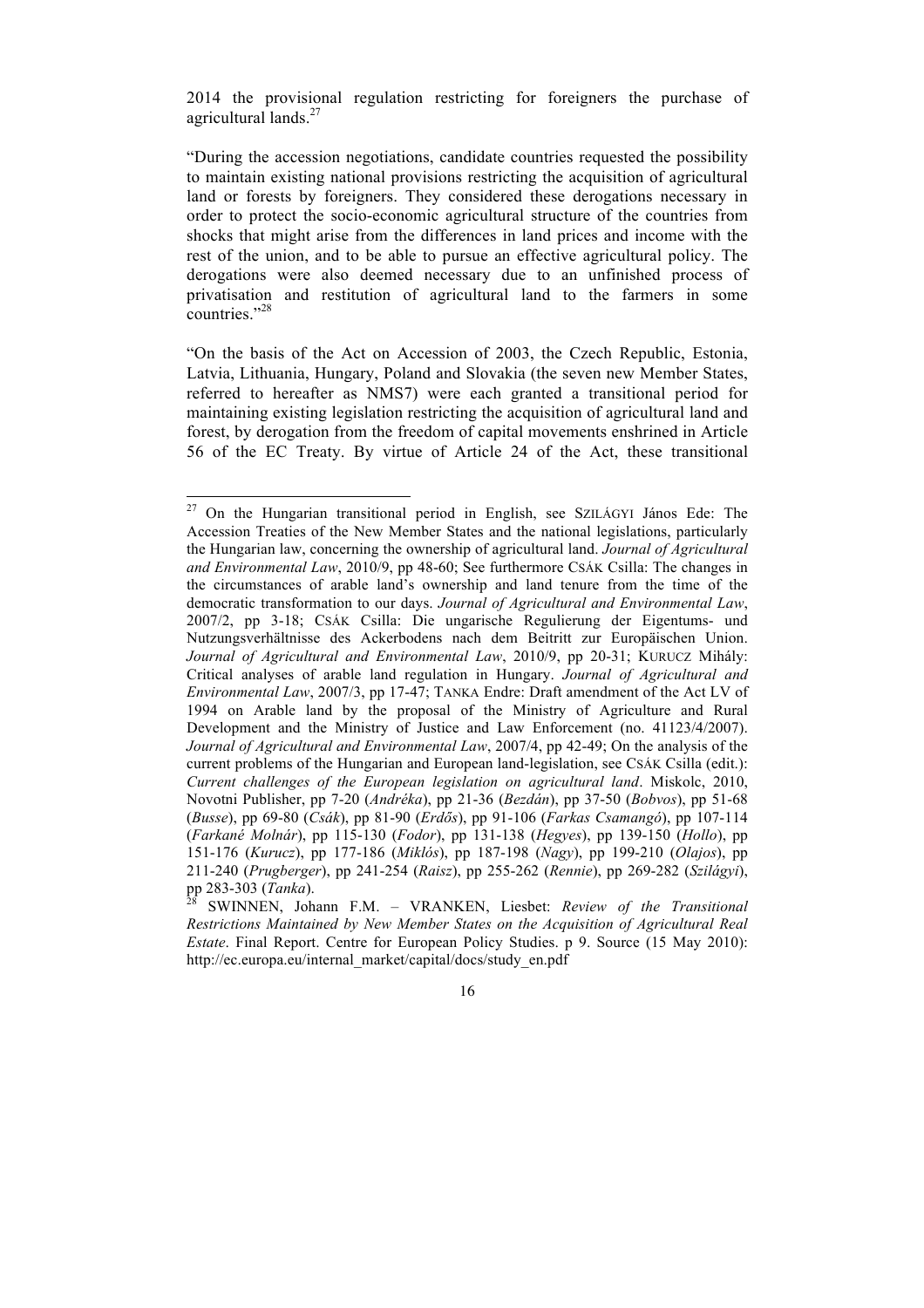2014 the provisional regulation restricting for foreigners the purchase of agricultural lands.[27]

"During the accession negotiations, candidate countries requested the possibility to maintain existing national provisions restricting the acquisition of agricultural land or forests by foreigners. They considered these derogations necessary in order to protect the socio-economic agricultural structure of the countries from shocks that might arise from the differences in land prices and income with the rest of the union, and to be able to pursue an effective agricultural policy. The derogations were also deemed necessary due to an unfinished process of privatisation and restitution of agricultural land to the farmers in some countries."[28]

"On the basis of the Act on Accession of 2003, the Czech Republic, Estonia, Latvia, Lithuania, Hungary, Poland and Slovakia (the seven new Member States, referred to hereafter as NMS7) were each granted a transitional period for maintaining existing legislation restricting the acquisition of agricultural land and forest, by derogation from the freedom of capital movements enshrined in Article 56 of the EC Treaty. By virtue of Article 24 of the Act, these transitional

---

[27] On the Hungarian transitional period in English, see SZILÁGYI János Ede: The Accession Treaties of the New Member States and the national legislations, particularly the Hungarian law, concerning the ownership of agricultural land. *Journal of Agricultural and Environmental Law*, 2010/9, pp 48-60; See furthermore CSÁK Csilla: The changes in the circumstances of arable land's ownership and land tenure from the time of the democratic transformation to our days. *Journal of Agricultural and Environmental Law*, 2007/2, pp 3-18; CSÁK Csilla: Die ungarische Regulierung der Eigentums- und Nutzungsverhältnisse des Ackerbodens nach dem Beitritt zur Europäischen Union. *Journal of Agricultural and Environmental Law*, 2010/9, pp 20-31; KURUCZ Mihály: Critical analyses of arable land regulation in Hungary. *Journal of Agricultural and Environmental Law*, 2007/3, pp 17-47; TANKA Endre: Draft amendment of the Act LV of 1994 on Arable land by the proposal of the Ministry of Agriculture and Rural Development and the Ministry of Justice and Law Enforcement (no. 41123/4/2007). *Journal of Agricultural and Environmental Law*, 2007/4, pp 42-49; On the analysis of the current problems of the Hungarian and European land-legislation, see CSÁK Csilla (edit.): *Current challenges of the European legislation on agricultural land*. Miskolc, 2010, Novotni Publisher, pp 7-20 (*Andréka*), pp 21-36 (*Bezdán*), pp 37-50 (*Bobvos*), pp 51-68 (*Busse*), pp 69-80 (*Csák*), pp 81-90 (*Erdős*), pp 91-106 (*Farkas Csamangó*), pp 107-114 (*Farkané Molnár*), pp 115-130 (*Fodor*), pp 131-138 (*Hegyes*), pp 139-150 (*Hollo*), pp 151-176 (*Kurucz*), pp 177-186 (*Miklós*), pp 187-198 (*Nagy*), pp 199-210 (*Olajos*), pp 211-240 (*Prugberger*), pp 241-254 (*Raisz*), pp 255-262 (*Rennie*), pp 269-282 (*Szilágyi*), pp 283-303 (*Tanka*).

[28] SWINNEN, Johann F.M. – VRANKEN, Liesbet: *Review of the Transitional Restrictions Maintained by New Member States on the Acquisition of Agricultural Real Estate*. Final Report. Centre for European Policy Studies. p 9. Source (15 May 2010): http://ec.europa.eu/internal_market/capital/docs/study_en.pdf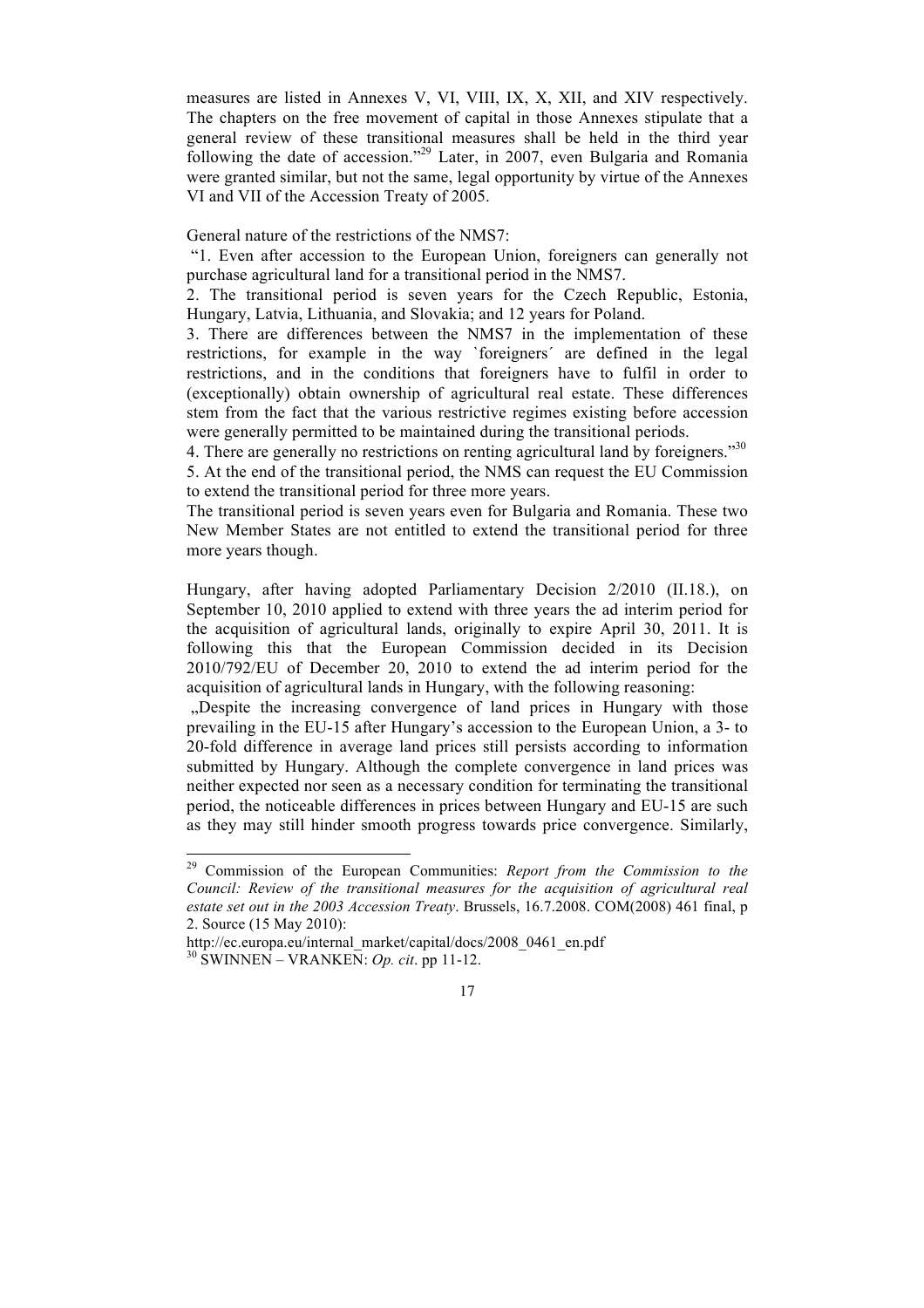measures are listed in Annexes V, VI, VIII, IX, X, XII, and XIV respectively. The chapters on the free movement of capital in those Annexes stipulate that a general review of these transitional measures shall be held in the third year following the date of accession."[29] Later, in 2007, even Bulgaria and Romania were granted similar, but not the same, legal opportunity by virtue of the Annexes VI and VII of the Accession Treaty of 2005.

General nature of the restrictions of the NMS7:

"1. Even after accession to the European Union, foreigners can generally not purchase agricultural land for a transitional period in the NMS7.

2. The transitional period is seven years for the Czech Republic, Estonia, Hungary, Latvia, Lithuania, and Slovakia; and 12 years for Poland.

3. There are differences between the NMS7 in the implementation of these restrictions, for example in the way `foreigners´ are defined in the legal restrictions, and in the conditions that foreigners have to fulfil in order to (exceptionally) obtain ownership of agricultural real estate. These differences stem from the fact that the various restrictive regimes existing before accession were generally permitted to be maintained during the transitional periods.

4. There are generally no restrictions on renting agricultural land by foreigners."[30]

5. At the end of the transitional period, the NMS can request the EU Commission to extend the transitional period for three more years.

The transitional period is seven years even for Bulgaria and Romania. These two New Member States are not entitled to extend the transitional period for three more years though.

Hungary, after having adopted Parliamentary Decision 2/2010 (II.18.), on September 10, 2010 applied to extend with three years the ad interim period for the acquisition of agricultural lands, originally to expire April 30, 2011. It is following this that the European Commission decided in its Decision 2010/792/EU of December 20, 2010 to extend the ad interim period for the acquisition of agricultural lands in Hungary, with the following reasoning:

„Despite the increasing convergence of land prices in Hungary with those prevailing in the EU-15 after Hungary's accession to the European Union, a 3- to 20-fold difference in average land prices still persists according to information submitted by Hungary. Although the complete convergence in land prices was neither expected nor seen as a necessary condition for terminating the transitional period, the noticeable differences in prices between Hungary and EU-15 are such as they may still hinder smooth progress towards price convergence. Similarly,

---

[29] Commission of the European Communities: *Report from the Commission to the Council: Review of the transitional measures for the acquisition of agricultural real estate set out in the 2003 Accession Treaty*. Brussels, 16.7.2008. COM(2008) 461 final, p 2. Source (15 May 2010):

http://ec.europa.eu/internal_market/capital/docs/2008_0461_en.pdf

[30] SWINNEN – VRANKEN: *Op. cit*. pp 11-12.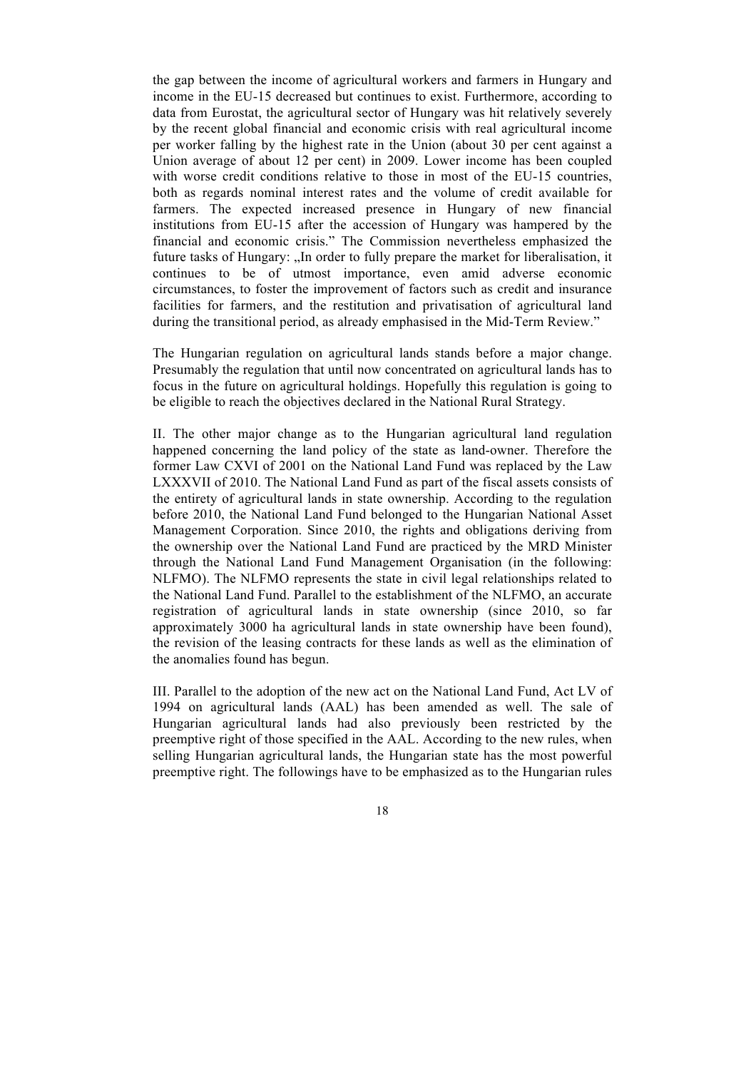the gap between the income of agricultural workers and farmers in Hungary and income in the EU-15 decreased but continues to exist. Furthermore, according to data from Eurostat, the agricultural sector of Hungary was hit relatively severely by the recent global financial and economic crisis with real agricultural income per worker falling by the highest rate in the Union (about 30 per cent against a Union average of about 12 per cent) in 2009. Lower income has been coupled with worse credit conditions relative to those in most of the EU-15 countries, both as regards nominal interest rates and the volume of credit available for farmers. The expected increased presence in Hungary of new financial institutions from EU-15 after the accession of Hungary was hampered by the financial and economic crisis." The Commission nevertheless emphasized the future tasks of Hungary: „In order to fully prepare the market for liberalisation, it continues to be of utmost importance, even amid adverse economic circumstances, to foster the improvement of factors such as credit and insurance facilities for farmers, and the restitution and privatisation of agricultural land during the transitional period, as already emphasised in the Mid-Term Review."

The Hungarian regulation on agricultural lands stands before a major change. Presumably the regulation that until now concentrated on agricultural lands has to focus in the future on agricultural holdings. Hopefully this regulation is going to be eligible to reach the objectives declared in the National Rural Strategy.

II. The other major change as to the Hungarian agricultural land regulation happened concerning the land policy of the state as land-owner. Therefore the former Law CXVI of 2001 on the National Land Fund was replaced by the Law LXXXVII of 2010. The National Land Fund as part of the fiscal assets consists of the entirety of agricultural lands in state ownership. According to the regulation before 2010, the National Land Fund belonged to the Hungarian National Asset Management Corporation. Since 2010, the rights and obligations deriving from the ownership over the National Land Fund are practiced by the MRD Minister through the National Land Fund Management Organisation (in the following: NLFMO). The NLFMO represents the state in civil legal relationships related to the National Land Fund. Parallel to the establishment of the NLFMO, an accurate registration of agricultural lands in state ownership (since 2010, so far approximately 3000 ha agricultural lands in state ownership have been found), the revision of the leasing contracts for these lands as well as the elimination of the anomalies found has begun.

III. Parallel to the adoption of the new act on the National Land Fund, Act LV of 1994 on agricultural lands (AAL) has been amended as well. The sale of Hungarian agricultural lands had also previously been restricted by the preemptive right of those specified in the AAL. According to the new rules, when selling Hungarian agricultural lands, the Hungarian state has the most powerful preemptive right. The followings have to be emphasized as to the Hungarian rules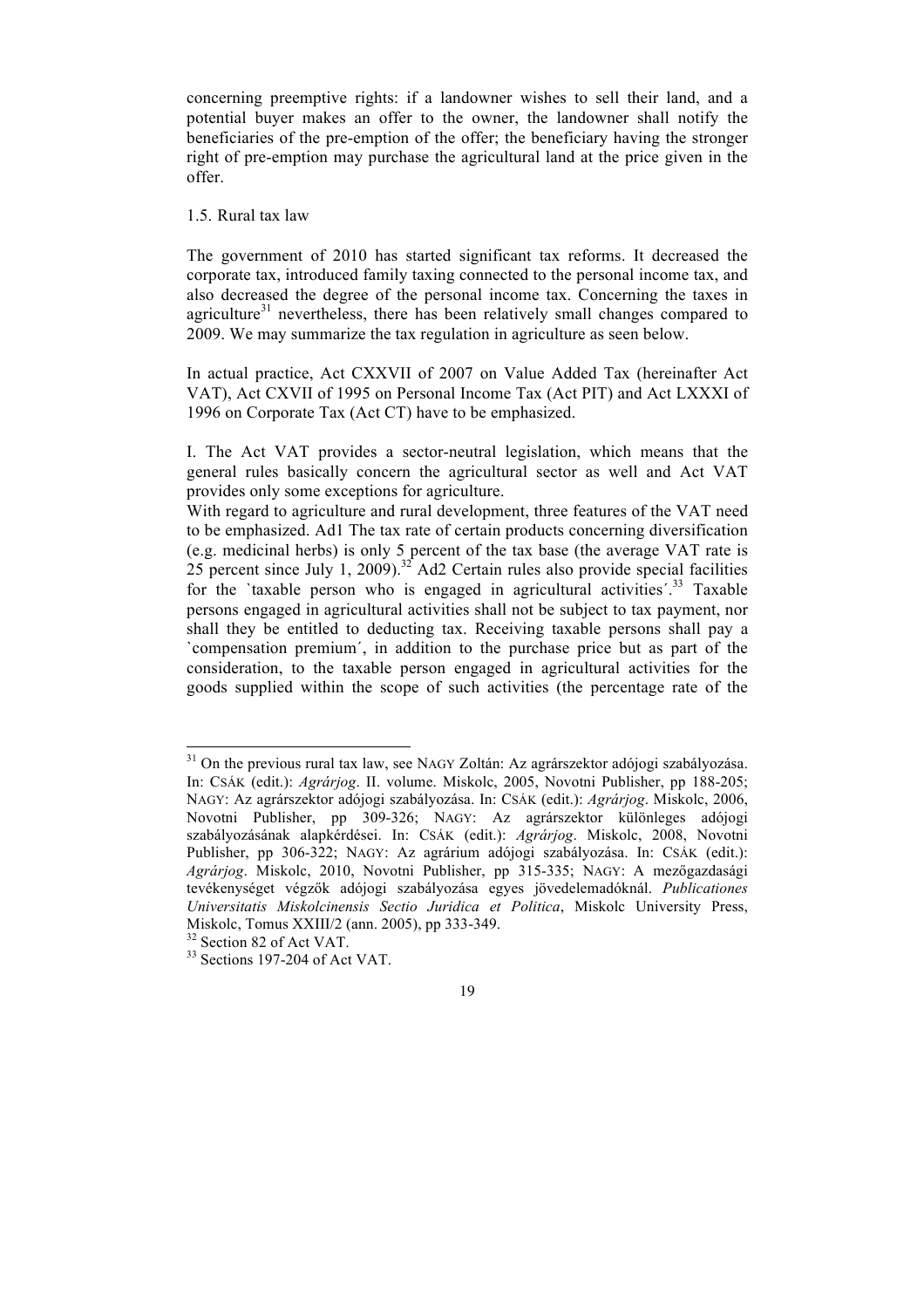concerning preemptive rights: if a landowner wishes to sell their land, and a potential buyer makes an offer to the owner, the landowner shall notify the beneficiaries of the pre-emption of the offer; the beneficiary having the stronger right of pre-emption may purchase the agricultural land at the price given in the offer.

### 1.5. Rural tax law

The government of 2010 has started significant tax reforms. It decreased the corporate tax, introduced family taxing connected to the personal income tax, and also decreased the degree of the personal income tax. Concerning the taxes in agriculture[31] nevertheless, there has been relatively small changes compared to 2009. We may summarize the tax regulation in agriculture as seen below.

In actual practice, Act CXXVII of 2007 on Value Added Tax (hereinafter Act VAT), Act CXVII of 1995 on Personal Income Tax (Act PIT) and Act LXXXI of 1996 on Corporate Tax (Act CT) have to be emphasized.

I. The Act VAT provides a sector-neutral legislation, which means that the general rules basically concern the agricultural sector as well and Act VAT provides only some exceptions for agriculture.
With regard to agriculture and rural development, three features of the VAT need to be emphasized. Ad1 The tax rate of certain products concerning diversification (e.g. medicinal herbs) is only 5 percent of the tax base (the average VAT rate is 25 percent since July 1, 2009).[32] Ad2 Certain rules also provide special facilities for the `taxable person who is engaged in agricultural activities´.[33] Taxable persons engaged in agricultural activities shall not be subject to tax payment, nor shall they be entitled to deducting tax. Receiving taxable persons shall pay a `compensation premium´, in addition to the purchase price but as part of the consideration, to the taxable person engaged in agricultural activities for the goods supplied within the scope of such activities (the percentage rate of the

---

[31] On the previous rural tax law, see NAGY Zoltán: Az agrárszektor adójogi szabályozása. In: CSÁK (edit.): *Agrárjog*. II. volume. Miskolc, 2005, Novotni Publisher, pp 188-205; NAGY: Az agrárszektor adójogi szabályozása. In: CSÁK (edit.): *Agrárjog*. Miskolc, 2006, Novotni Publisher, pp 309-326; NAGY: Az agrárszektor különleges adójogi szabályozásának alapkérdései. In: CSÁK (edit.): *Agrárjog*. Miskolc, 2008, Novotni Publisher, pp 306-322; NAGY: Az agrárium adójogi szabályozása. In: CSÁK (edit.): *Agrárjog*. Miskolc, 2010, Novotni Publisher, pp 315-335; NAGY: A mezőgazdasági tevékenységet végzők adójogi szabályozása egyes jövedelemadóknál. *Publicationes Universitatis Miskolcinensis Sectio Juridica et Politica*, Miskolc University Press, Miskolc, Tomus XXIII/2 (ann. 2005), pp 333-349.

[32] Section 82 of Act VAT.

[33] Sections 197-204 of Act VAT.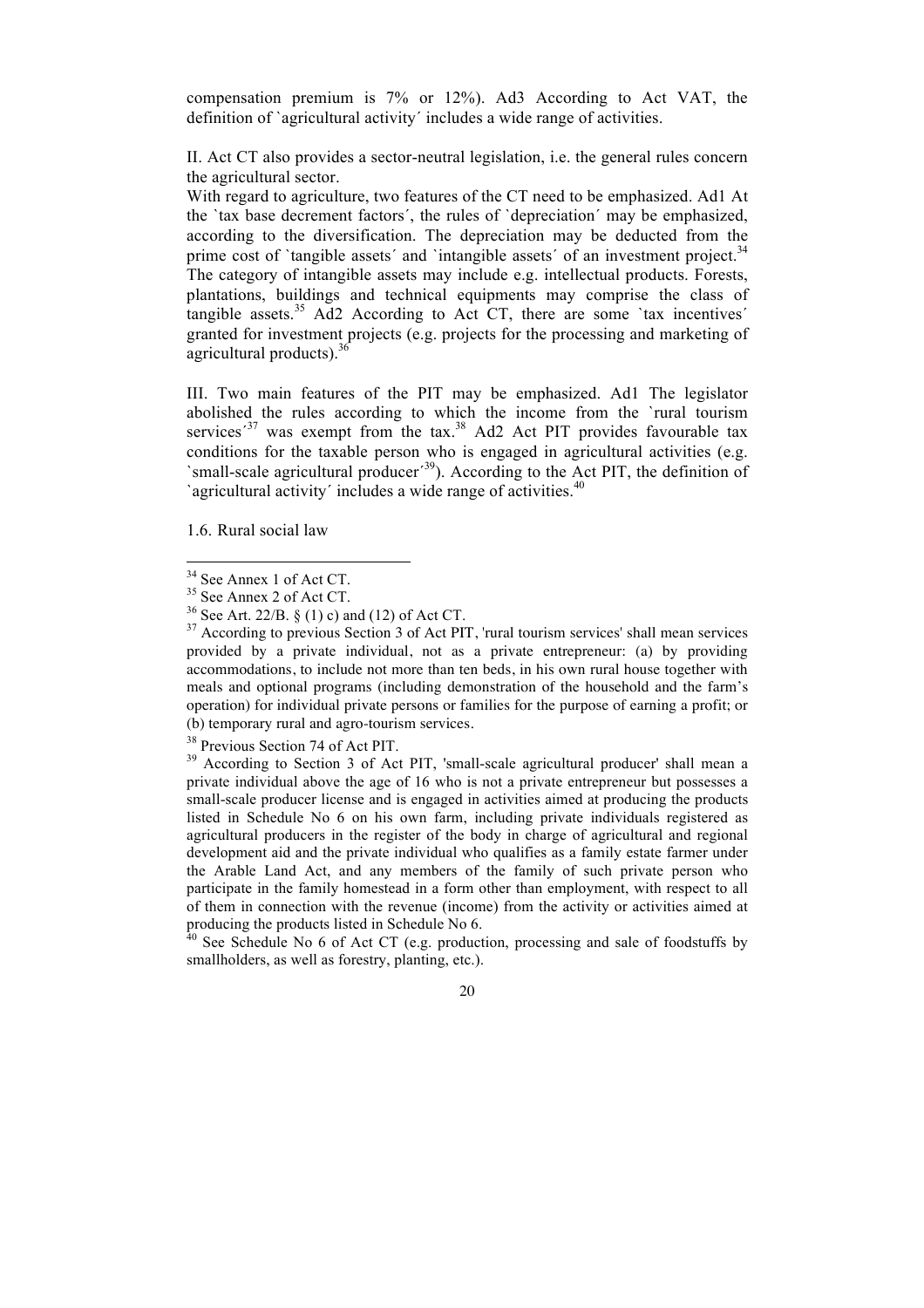compensation premium is 7% or 12%). Ad3 According to Act VAT, the definition of `agricultural activity´ includes a wide range of activities.

II. Act CT also provides a sector-neutral legislation, i.e. the general rules concern the agricultural sector.
With regard to agriculture, two features of the CT need to be emphasized. Ad1 At the `tax base decrement factors´, the rules of `depreciation´ may be emphasized, according to the diversification. The depreciation may be deducted from the prime cost of `tangible assets´ and `intangible assets´ of an investment project.[34] The category of intangible assets may include e.g. intellectual products. Forests, plantations, buildings and technical equipments may comprise the class of tangible assets.[35] Ad2 According to Act CT, there are some `tax incentives´ granted for investment projects (e.g. projects for the processing and marketing of agricultural products).[36]

III. Two main features of the PIT may be emphasized. Ad1 The legislator abolished the rules according to which the income from the `rural tourism services´[37] was exempt from the tax.[38] Ad2 Act PIT provides favourable tax conditions for the taxable person who is engaged in agricultural activities (e.g. `small-scale agricultural producer´[39]). According to the Act PIT, the definition of `agricultural activity´ includes a wide range of activities.[40]

1.6. Rural social law

---

[34] See Annex 1 of Act CT.

[35] See Annex 2 of Act CT.

[36] See Art. 22/B. § (1) c) and (12) of Act CT.

[37] According to previous Section 3 of Act PIT, 'rural tourism services' shall mean services provided by a private individual, not as a private entrepreneur: (a) by providing accommodations, to include not more than ten beds, in his own rural house together with meals and optional programs (including demonstration of the household and the farm's operation) for individual private persons or families for the purpose of earning a profit; or (b) temporary rural and agro-tourism services.

[38] Previous Section 74 of Act PIT.

[39] According to Section 3 of Act PIT, 'small-scale agricultural producer' shall mean a private individual above the age of 16 who is not a private entrepreneur but possesses a small-scale producer license and is engaged in activities aimed at producing the products listed in Schedule No 6 on his own farm, including private individuals registered as agricultural producers in the register of the body in charge of agricultural and regional development aid and the private individual who qualifies as a family estate farmer under the Arable Land Act, and any members of the family of such private person who participate in the family homestead in a form other than employment, with respect to all of them in connection with the revenue (income) from the activity or activities aimed at producing the products listed in Schedule No 6.

[40] See Schedule No 6 of Act CT (e.g. production, processing and sale of foodstuffs by smallholders, as well as forestry, planting, etc.).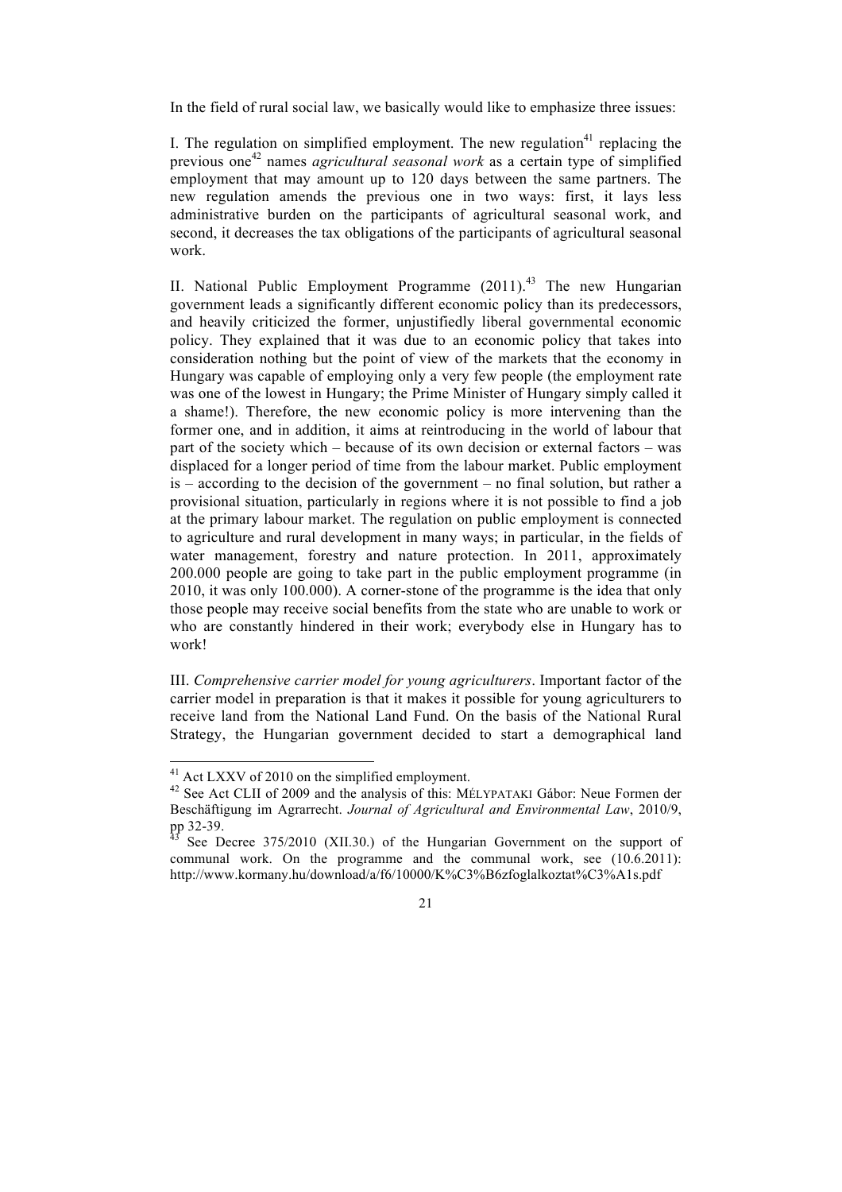In the field of rural social law, we basically would like to emphasize three issues:

I. The regulation on simplified employment. The new regulation[41] replacing the previous one[42] names *agricultural seasonal work* as a certain type of simplified employment that may amount up to 120 days between the same partners. The new regulation amends the previous one in two ways: first, it lays less administrative burden on the participants of agricultural seasonal work, and second, it decreases the tax obligations of the participants of agricultural seasonal work.

II. National Public Employment Programme (2011).[43] The new Hungarian government leads a significantly different economic policy than its predecessors, and heavily criticized the former, unjustifiedly liberal governmental economic policy. They explained that it was due to an economic policy that takes into consideration nothing but the point of view of the markets that the economy in Hungary was capable of employing only a very few people (the employment rate was one of the lowest in Hungary; the Prime Minister of Hungary simply called it a shame!). Therefore, the new economic policy is more intervening than the former one, and in addition, it aims at reintroducing in the world of labour that part of the society which – because of its own decision or external factors – was displaced for a longer period of time from the labour market. Public employment is – according to the decision of the government – no final solution, but rather a provisional situation, particularly in regions where it is not possible to find a job at the primary labour market. The regulation on public employment is connected to agriculture and rural development in many ways; in particular, in the fields of water management, forestry and nature protection. In 2011, approximately 200.000 people are going to take part in the public employment programme (in 2010, it was only 100.000). A corner-stone of the programme is the idea that only those people may receive social benefits from the state who are unable to work or who are constantly hindered in their work; everybody else in Hungary has to work!

III. *Comprehensive carrier model for young agriculturers*. Important factor of the carrier model in preparation is that it makes it possible for young agriculturers to receive land from the National Land Fund. On the basis of the National Rural Strategy, the Hungarian government decided to start a demographical land

---

[41] Act LXXV of 2010 on the simplified employment.

[42] See Act CLII of 2009 and the analysis of this: MÉLYPATAKI Gábor: Neue Formen der Beschäftigung im Agrarrecht. *Journal of Agricultural and Environmental Law*, 2010/9, pp 32-39.

[43] See Decree 375/2010 (XII.30.) of the Hungarian Government on the support of communal work. On the programme and the communal work, see (10.6.2011): http://www.kormany.hu/download/a/f6/10000/K%C3%B6zfoglalkoztat%C3%A1s.pdf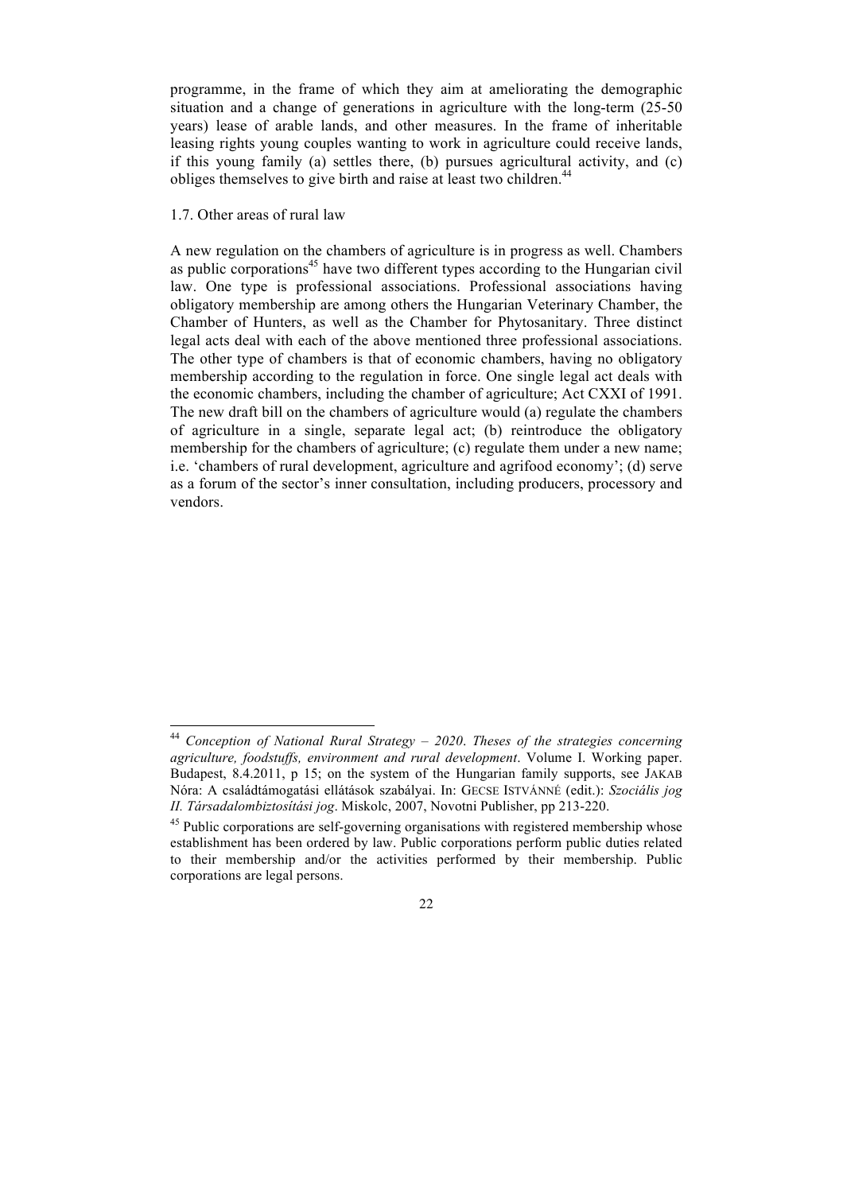programme, in the frame of which they aim at ameliorating the demographic situation and a change of generations in agriculture with the long-term (25-50 years) lease of arable lands, and other measures. In the frame of inheritable leasing rights young couples wanting to work in agriculture could receive lands, if this young family (a) settles there, (b) pursues agricultural activity, and (c) obliges themselves to give birth and raise at least two children.[44]

### 1.7. Other areas of rural law

A new regulation on the chambers of agriculture is in progress as well. Chambers as public corporations[45] have two different types according to the Hungarian civil law. One type is professional associations. Professional associations having obligatory membership are among others the Hungarian Veterinary Chamber, the Chamber of Hunters, as well as the Chamber for Phytosanitary. Three distinct legal acts deal with each of the above mentioned three professional associations. The other type of chambers is that of economic chambers, having no obligatory membership according to the regulation in force. One single legal act deals with the economic chambers, including the chamber of agriculture; Act CXXI of 1991. The new draft bill on the chambers of agriculture would (a) regulate the chambers of agriculture in a single, separate legal act; (b) reintroduce the obligatory membership for the chambers of agriculture; (c) regulate them under a new name; i.e. 'chambers of rural development, agriculture and agrifood economy'; (d) serve as a forum of the sector's inner consultation, including producers, processory and vendors.

---

[44] *Conception of National Rural Strategy – 2020*. *Theses of the strategies concerning agriculture, foodstuffs, environment and rural development*. Volume I. Working paper. Budapest, 8.4.2011, p 15; on the system of the Hungarian family supports, see JAKAB Nóra: A családtámogatási ellátások szabályai. In: GECSE ISTVÁNNÉ (edit.): *Szociális jog II. Társadalombiztosítási jog*. Miskolc, 2007, Novotni Publisher, pp 213-220.

[45] Public corporations are self-governing organisations with registered membership whose establishment has been ordered by law. Public corporations perform public duties related to their membership and/or the activities performed by their membership. Public corporations are legal persons.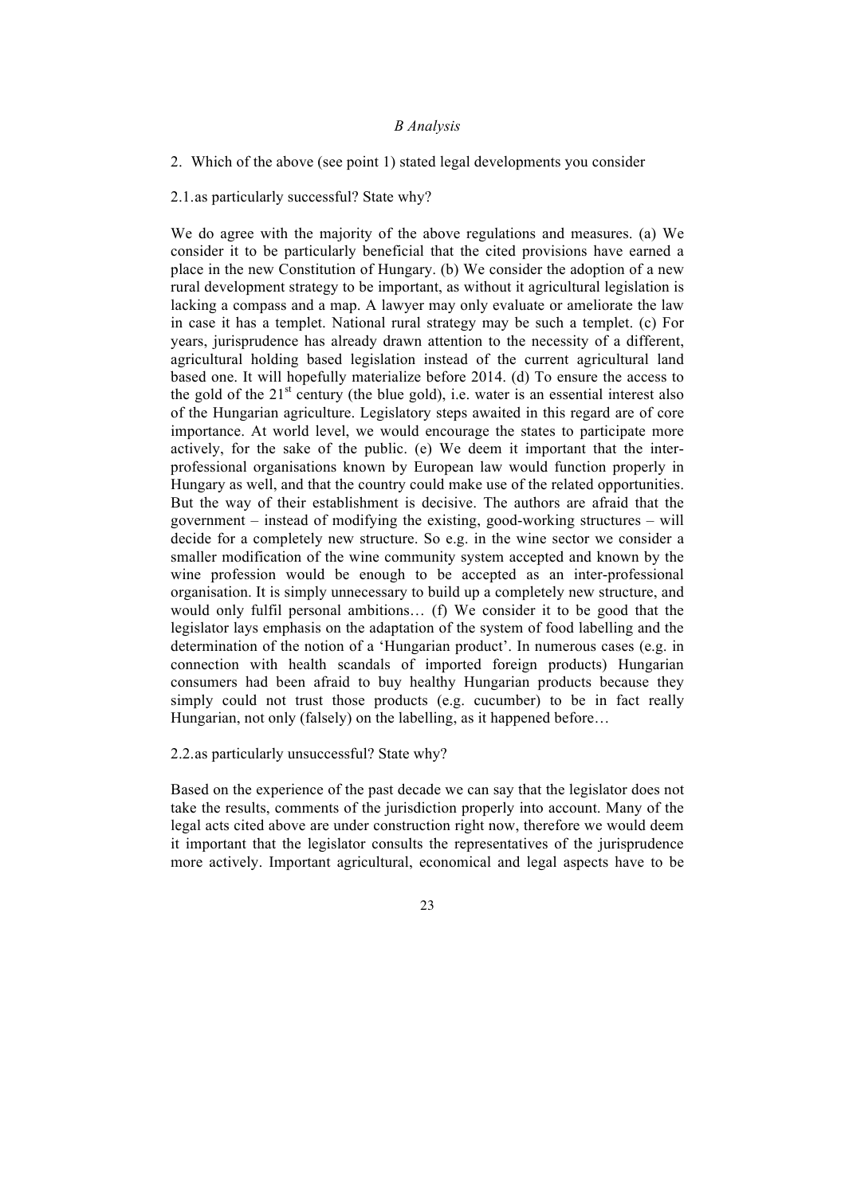*B Analysis*

2. Which of the above (see point 1) stated legal developments you consider

2.1. as particularly successful? State why?

We do agree with the majority of the above regulations and measures. (a) We consider it to be particularly beneficial that the cited provisions have earned a place in the new Constitution of Hungary. (b) We consider the adoption of a new rural development strategy to be important, as without it agricultural legislation is lacking a compass and a map. A lawyer may only evaluate or ameliorate the law in case it has a templet. National rural strategy may be such a templet. (c) For years, jurisprudence has already drawn attention to the necessity of a different, agricultural holding based legislation instead of the current agricultural land based one. It will hopefully materialize before 2014. (d) To ensure the access to the gold of the 21st century (the blue gold), i.e. water is an essential interest also of the Hungarian agriculture. Legislatory steps awaited in this regard are of core importance. At world level, we would encourage the states to participate more actively, for the sake of the public. (e) We deem it important that the inter-professional organisations known by European law would function properly in Hungary as well, and that the country could make use of the related opportunities. But the way of their establishment is decisive. The authors are afraid that the government – instead of modifying the existing, good-working structures – will decide for a completely new structure. So e.g. in the wine sector we consider a smaller modification of the wine community system accepted and known by the wine profession would be enough to be accepted as an inter-professional organisation. It is simply unnecessary to build up a completely new structure, and would only fulfil personal ambitions… (f) We consider it to be good that the legislator lays emphasis on the adaptation of the system of food labelling and the determination of the notion of a 'Hungarian product'. In numerous cases (e.g. in connection with health scandals of imported foreign products) Hungarian consumers had been afraid to buy healthy Hungarian products because they simply could not trust those products (e.g. cucumber) to be in fact really Hungarian, not only (falsely) on the labelling, as it happened before…

2.2. as particularly unsuccessful? State why?

Based on the experience of the past decade we can say that the legislator does not take the results, comments of the jurisdiction properly into account. Many of the legal acts cited above are under construction right now, therefore we would deem it important that the legislator consults the representatives of the jurisprudence more actively. Important agricultural, economical and legal aspects have to be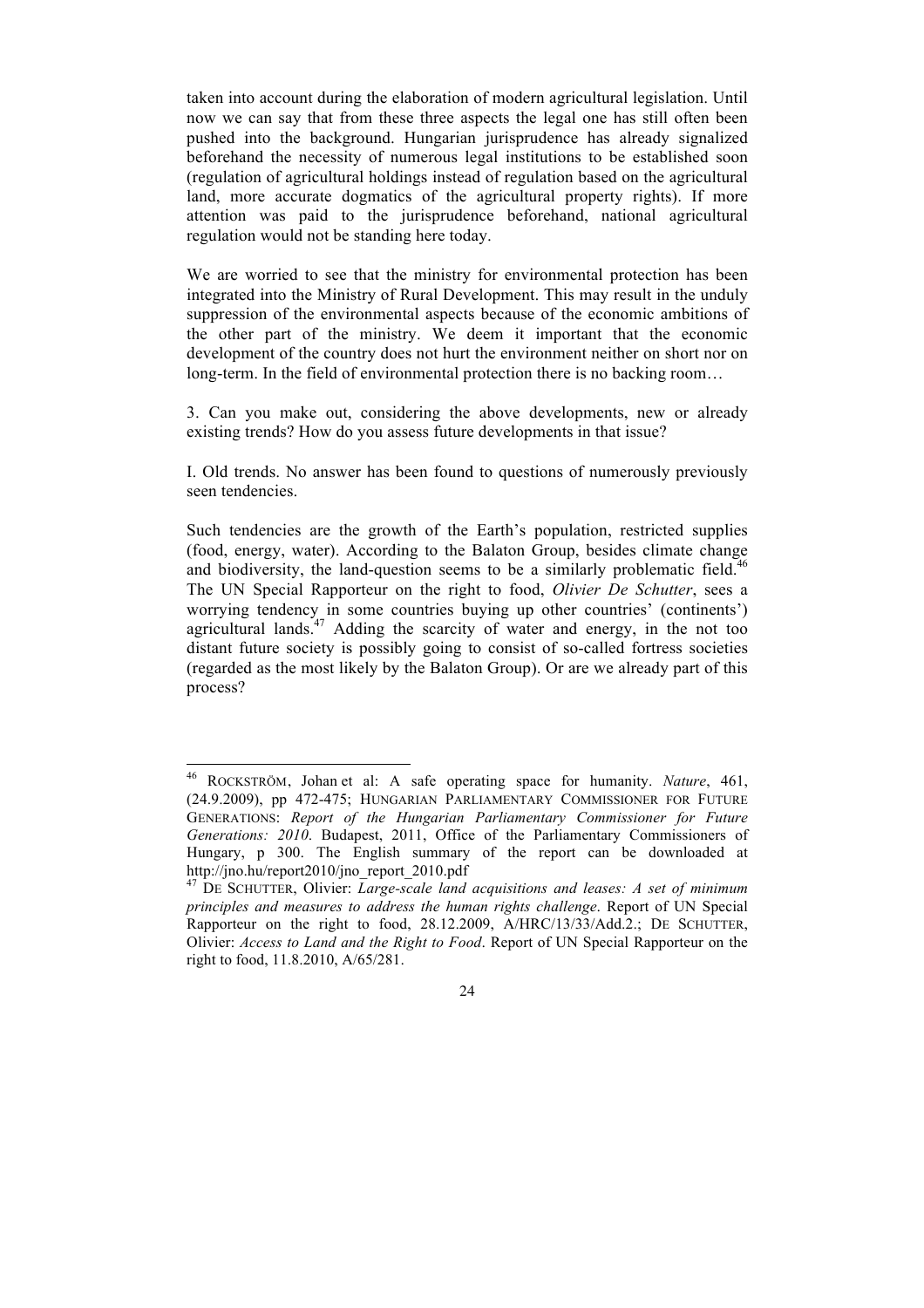taken into account during the elaboration of modern agricultural legislation. Until now we can say that from these three aspects the legal one has still often been pushed into the background. Hungarian jurisprudence has already signalized beforehand the necessity of numerous legal institutions to be established soon (regulation of agricultural holdings instead of regulation based on the agricultural land, more accurate dogmatics of the agricultural property rights). If more attention was paid to the jurisprudence beforehand, national agricultural regulation would not be standing here today.

We are worried to see that the ministry for environmental protection has been integrated into the Ministry of Rural Development. This may result in the unduly suppression of the environmental aspects because of the economic ambitions of the other part of the ministry. We deem it important that the economic development of the country does not hurt the environment neither on short nor on long-term. In the field of environmental protection there is no backing room…

3. Can you make out, considering the above developments, new or already existing trends? How do you assess future developments in that issue?

I. Old trends. No answer has been found to questions of numerously previously seen tendencies.

Such tendencies are the growth of the Earth's population, restricted supplies (food, energy, water). According to the Balaton Group, besides climate change and biodiversity, the land-question seems to be a similarly problematic field.[46] The UN Special Rapporteur on the right to food, *Olivier De Schutter*, sees a worrying tendency in some countries buying up other countries' (continents') agricultural lands.[47] Adding the scarcity of water and energy, in the not too distant future society is possibly going to consist of so-called fortress societies (regarded as the most likely by the Balaton Group). Or are we already part of this process?

---

[46] ROCKSTRÖM, Johan et al: A safe operating space for humanity. *Nature*, 461, (24.9.2009), pp 472-475; HUNGARIAN PARLIAMENTARY COMMISSIONER FOR FUTURE GENERATIONS: *Report of the Hungarian Parliamentary Commissioner for Future Generations: 2010*. Budapest, 2011, Office of the Parliamentary Commissioners of Hungary, p 300. The English summary of the report can be downloaded at http://jno.hu/report2010/jno_report_2010.pdf

[47] DE SCHUTTER, Olivier: *Large-scale land acquisitions and leases: A set of minimum principles and measures to address the human rights challenge*. Report of UN Special Rapporteur on the right to food, 28.12.2009, A/HRC/13/33/Add.2.; DE SCHUTTER, Olivier: *Access to Land and the Right to Food*. Report of UN Special Rapporteur on the right to food, 11.8.2010, A/65/281.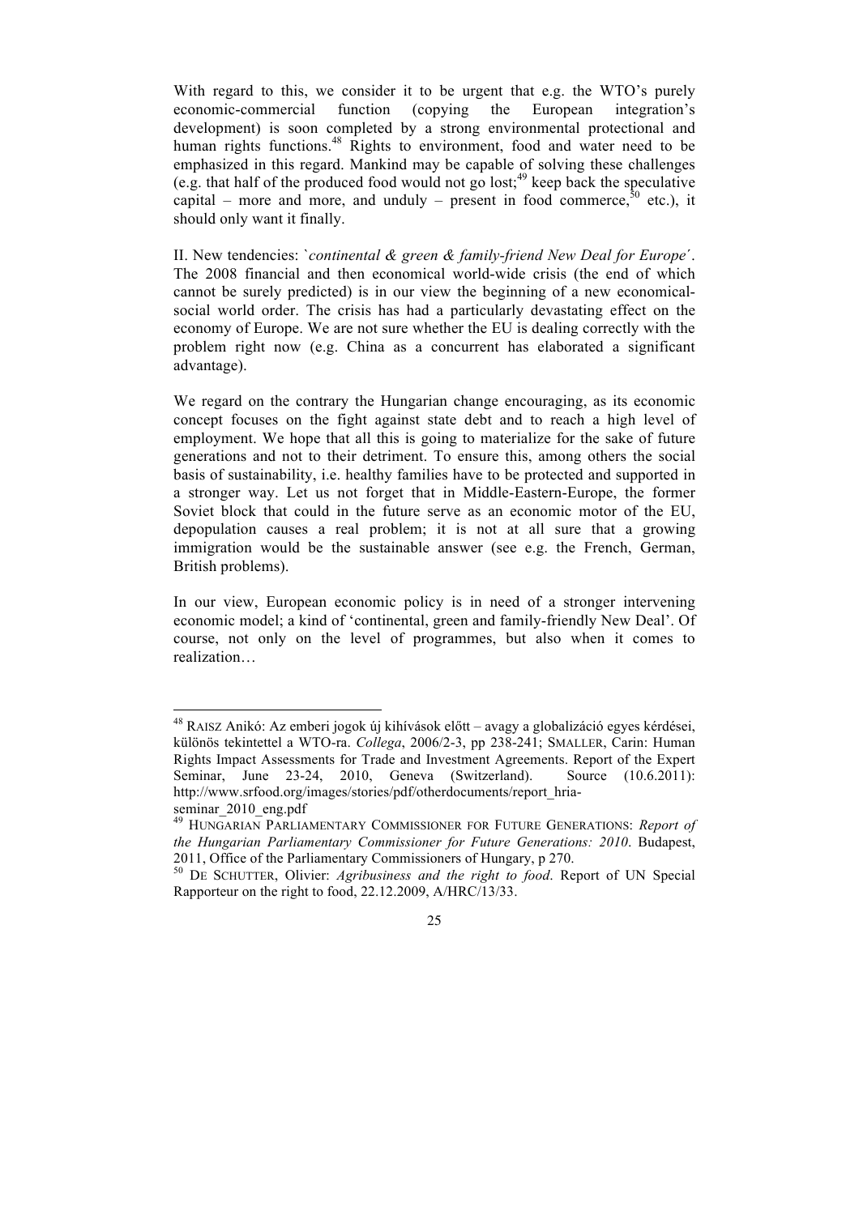With regard to this, we consider it to be urgent that e.g. the WTO's purely economic-commercial function (copying the European integration's development) is soon completed by a strong environmental protectional and human rights functions.[48] Rights to environment, food and water need to be emphasized in this regard. Mankind may be capable of solving these challenges (e.g. that half of the produced food would not go lost;[49] keep back the speculative capital – more and more, and unduly – present in food commerce,[50] etc.), it should only want it finally.

II. New tendencies: `*continental & green & family-friend New Deal for Europe*´. The 2008 financial and then economical world-wide crisis (the end of which cannot be surely predicted) is in our view the beginning of a new economical-social world order. The crisis has had a particularly devastating effect on the economy of Europe. We are not sure whether the EU is dealing correctly with the problem right now (e.g. China as a concurrent has elaborated a significant advantage).

We regard on the contrary the Hungarian change encouraging, as its economic concept focuses on the fight against state debt and to reach a high level of employment. We hope that all this is going to materialize for the sake of future generations and not to their detriment. To ensure this, among others the social basis of sustainability, i.e. healthy families have to be protected and supported in a stronger way. Let us not forget that in Middle-Eastern-Europe, the former Soviet block that could in the future serve as an economic motor of the EU, depopulation causes a real problem; it is not at all sure that a growing immigration would be the sustainable answer (see e.g. the French, German, British problems).

In our view, European economic policy is in need of a stronger intervening economic model; a kind of 'continental, green and family-friendly New Deal'. Of course, not only on the level of programmes, but also when it comes to realization…

---

[48] RAISZ Anikó: Az emberi jogok új kihívások előtt – avagy a globalizáció egyes kérdései, különös tekintettel a WTO-ra. *Collega*, 2006/2-3, pp 238-241; SMALLER, Carin: Human Rights Impact Assessments for Trade and Investment Agreements. Report of the Expert Seminar, June 23-24, 2010, Geneva (Switzerland). Source (10.6.2011): http://www.srfood.org/images/stories/pdf/otherdocuments/report_hria-seminar_2010_eng.pdf

[49] HUNGARIAN PARLIAMENTARY COMMISSIONER FOR FUTURE GENERATIONS: *Report of the Hungarian Parliamentary Commissioner for Future Generations: 2010*. Budapest, 2011, Office of the Parliamentary Commissioners of Hungary, p 270.

[50] DE SCHUTTER, Olivier: *Agribusiness and the right to food*. Report of UN Special Rapporteur on the right to food, 22.12.2009, A/HRC/13/33.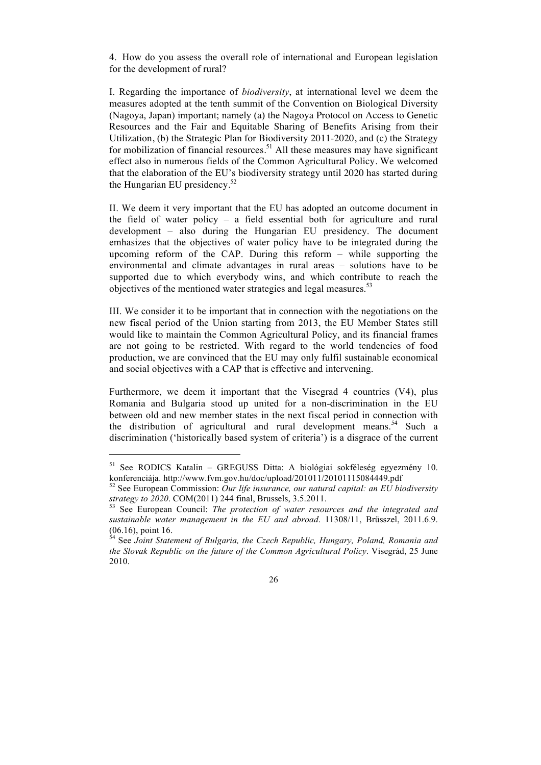4. How do you assess the overall role of international and European legislation for the development of rural?

I. Regarding the importance of *biodiversity*, at international level we deem the measures adopted at the tenth summit of the Convention on Biological Diversity (Nagoya, Japan) important; namely (a) the Nagoya Protocol on Access to Genetic Resources and the Fair and Equitable Sharing of Benefits Arising from their Utilization, (b) the Strategic Plan for Biodiversity 2011-2020, and (c) the Strategy for mobilization of financial resources.[51] All these measures may have significant effect also in numerous fields of the Common Agricultural Policy. We welcomed that the elaboration of the EU's biodiversity strategy until 2020 has started during the Hungarian EU presidency.[52]

II. We deem it very important that the EU has adopted an outcome document in the field of water policy – a field essential both for agriculture and rural development – also during the Hungarian EU presidency. The document emhasizes that the objectives of water policy have to be integrated during the upcoming reform of the CAP. During this reform – while supporting the environmental and climate advantages in rural areas – solutions have to be supported due to which everybody wins, and which contribute to reach the objectives of the mentioned water strategies and legal measures.[53]

III. We consider it to be important that in connection with the negotiations on the new fiscal period of the Union starting from 2013, the EU Member States still would like to maintain the Common Agricultural Policy, and its financial frames are not going to be restricted. With regard to the world tendencies of food production, we are convinced that the EU may only fulfil sustainable economical and social objectives with a CAP that is effective and intervening.

Furthermore, we deem it important that the Visegrad 4 countries (V4), plus Romania and Bulgaria stood up united for a non-discrimination in the EU between old and new member states in the next fiscal period in connection with the distribution of agricultural and rural development means.[54] Such a discrimination ('historically based system of criteria') is a disgrace of the current

---

[51] See RODICS Katalin – GREGUSS Ditta: A biológiai sokféleség egyezmény 10. konferenciája. http://www.fvm.gov.hu/doc/upload/201011/20101115084449.pdf

[52] See European Commission: *Our life insurance, our natural capital: an EU biodiversity strategy to 2020*. COM(2011) 244 final, Brussels, 3.5.2011.

[53] See European Council: *The protection of water resources and the integrated and sustainable water management in the EU and abroad*. 11308/11, Brüsszel, 2011.6.9. (06.16), point 16.

[54] See *Joint Statement of Bulgaria, the Czech Republic, Hungary, Poland, Romania and the Slovak Republic on the future of the Common Agricultural Policy*. Visegrád, 25 June 2010.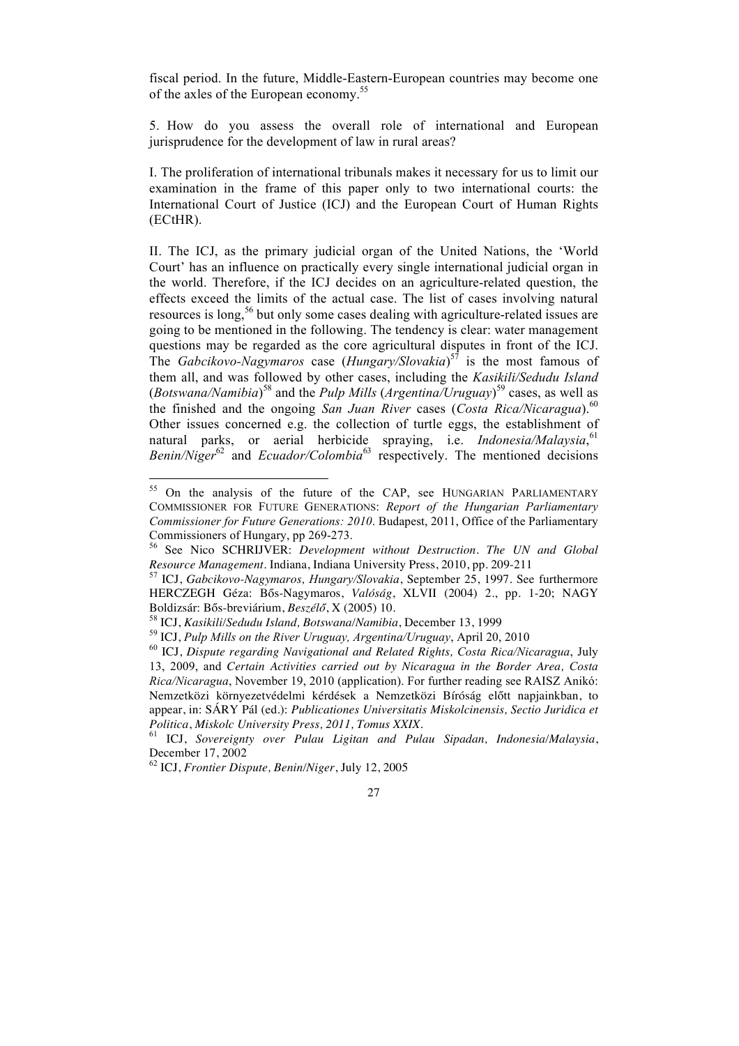fiscal period. In the future, Middle-Eastern-European countries may become one of the axles of the European economy.[55]

5. How do you assess the overall role of international and European jurisprudence for the development of law in rural areas?

I. The proliferation of international tribunals makes it necessary for us to limit our examination in the frame of this paper only to two international courts: the International Court of Justice (ICJ) and the European Court of Human Rights (ECtHR).

II. The ICJ, as the primary judicial organ of the United Nations, the 'World Court' has an influence on practically every single international judicial organ in the world. Therefore, if the ICJ decides on an agriculture-related question, the effects exceed the limits of the actual case. The list of cases involving natural resources is long,[56] but only some cases dealing with agriculture-related issues are going to be mentioned in the following. The tendency is clear: water management questions may be regarded as the core agricultural disputes in front of the ICJ. The *Gabcikovo-Nagymaros* case (*Hungary/Slovakia*)[57] is the most famous of them all, and was followed by other cases, including the *Kasikili/Sedudu Island* (*Botswana/Namibia*)[58] and the *Pulp Mills* (*Argentina/Uruguay*)[59] cases, as well as the finished and the ongoing *San Juan River* cases (*Costa Rica/Nicaragua*).[60] Other issues concerned e.g. the collection of turtle eggs, the establishment of natural parks, or aerial herbicide spraying, i.e. *Indonesia/Malaysia*,[61] *Benin/Niger*[62] and *Ecuador/Colombia*[63] respectively. The mentioned decisions

---

[55] On the analysis of the future of the CAP, see HUNGARIAN PARLIAMENTARY COMMISSIONER FOR FUTURE GENERATIONS: *Report of the Hungarian Parliamentary Commissioner for Future Generations: 2010*. Budapest, 2011, Office of the Parliamentary Commissioners of Hungary, pp 269-273.

[56] See Nico SCHRIJVER: *Development without Destruction. The UN and Global Resource Management*. Indiana, Indiana University Press, 2010, pp. 209-211

[57] ICJ, *Gabcikovo-Nagymaros, Hungary/Slovakia*, September 25, 1997. See furthermore HERCZEGH Géza: Bős-Nagymaros, *Valóság*, XLVII (2004) 2., pp. 1-20; NAGY Boldizsár: Bős-breviárium, *Beszélő*, X (2005) 10.

[58] ICJ, *Kasikili/Sedudu Island, Botswana/Namibia*, December 13, 1999

[59] ICJ, *Pulp Mills on the River Uruguay, Argentina/Uruguay*, April 20, 2010

[60] ICJ, *Dispute regarding Navigational and Related Rights, Costa Rica/Nicaragua*, July 13, 2009, and *Certain Activities carried out by Nicaragua in the Border Area, Costa Rica/Nicaragua*, November 19, 2010 (application). For further reading see RAISZ Anikó: Nemzetközi környezetvédelmi kérdések a Nemzetközi Bíróság előtt napjainkban, to appear, in: SÁRY Pál (ed.): *Publicationes Universitatis Miskolcinensis, Sectio Juridica et Politica*, *Miskolc University Press, 2011, Tomus XXIX*.

[61] ICJ, *Sovereignty over Pulau Ligitan and Pulau Sipadan, Indonesia/Malaysia*, December 17, 2002

[62] ICJ, *Frontier Dispute, Benin/Niger*, July 12, 2005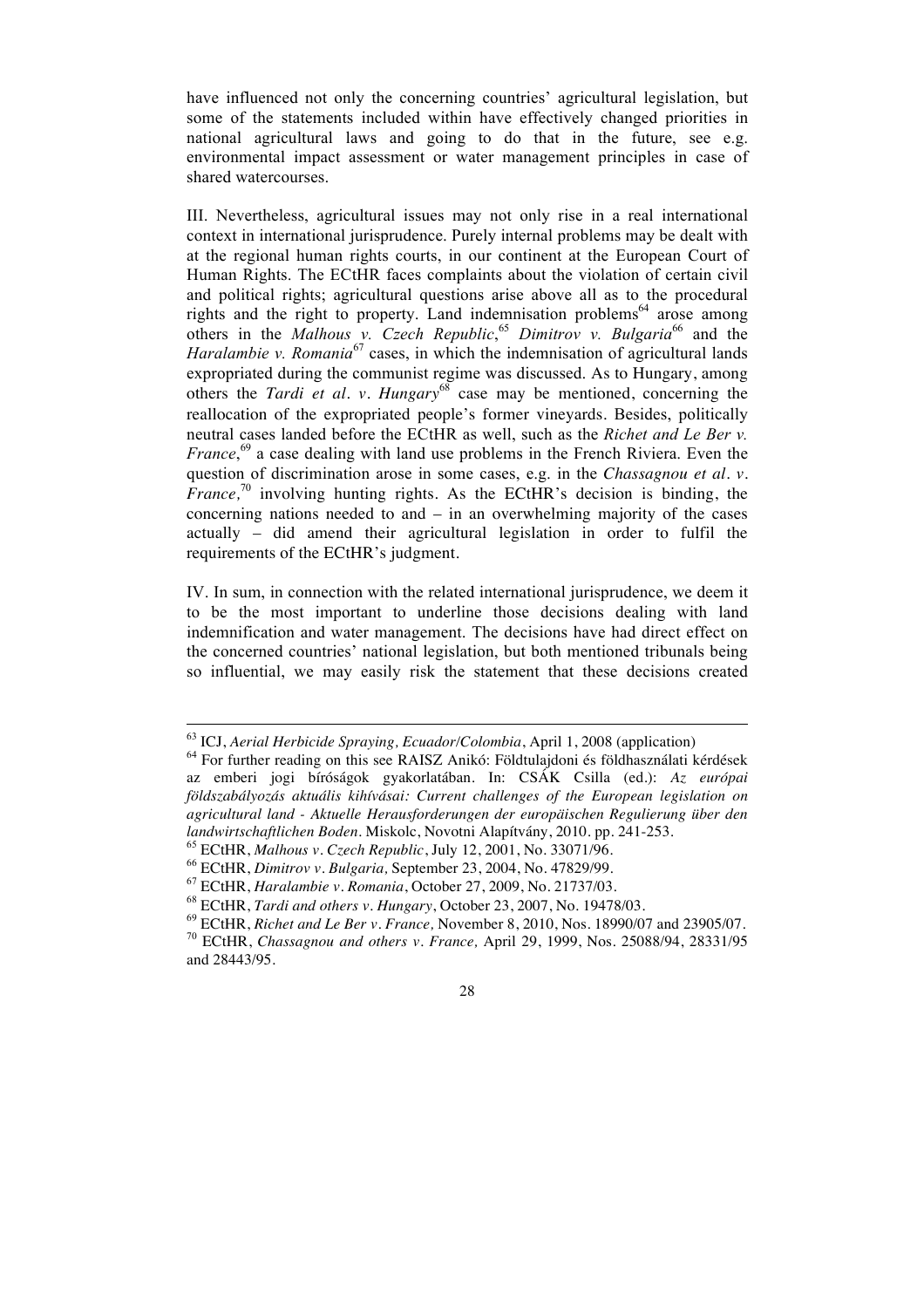have influenced not only the concerning countries' agricultural legislation, but some of the statements included within have effectively changed priorities in national agricultural laws and going to do that in the future, see e.g. environmental impact assessment or water management principles in case of shared watercourses.

III. Nevertheless, agricultural issues may not only rise in a real international context in international jurisprudence. Purely internal problems may be dealt with at the regional human rights courts, in our continent at the European Court of Human Rights. The ECtHR faces complaints about the violation of certain civil and political rights; agricultural questions arise above all as to the procedural rights and the right to property. Land indemnisation problems[64] arose among others in the *Malhous v. Czech Republic*,[65] *Dimitrov v. Bulgaria*[66] and the *Haralambie v. Romania*[67] cases, in which the indemnisation of agricultural lands expropriated during the communist regime was discussed. As to Hungary, among others the *Tardi et al. v. Hungary*[68] case may be mentioned, concerning the reallocation of the expropriated people's former vineyards. Besides, politically neutral cases landed before the ECtHR as well, such as the *Richet and Le Ber v. France*,[69] a case dealing with land use problems in the French Riviera. Even the question of discrimination arose in some cases, e.g. in the *Chassagnou et al. v. France,*[70] involving hunting rights. As the ECtHR's decision is binding, the concerning nations needed to and – in an overwhelming majority of the cases actually – did amend their agricultural legislation in order to fulfil the requirements of the ECtHR's judgment.

IV. In sum, in connection with the related international jurisprudence, we deem it to be the most important to underline those decisions dealing with land indemnification and water management. The decisions have had direct effect on the concerned countries' national legislation, but both mentioned tribunals being so influential, we may easily risk the statement that these decisions created

---

[63] ICJ, *Aerial Herbicide Spraying, Ecuador/Colombia*, April 1, 2008 (application)

[64] For further reading on this see RAISZ Anikó: Földtulajdoni és földhasználati kérdések az emberi jogi bíróságok gyakorlatában. In: CSÁK Csilla (ed.): *Az európai földszabályozás aktuális kihívásai: Current challenges of the European legislation on agricultural land - Aktuelle Herausforderungen der europäischen Regulierung über den landwirtschaftlichen Boden*. Miskolc, Novotni Alapítvány, 2010. pp. 241-253.

[65] ECtHR, *Malhous v. Czech Republic*, July 12, 2001, No. 33071/96.

[66] ECtHR, *Dimitrov v. Bulgaria,* September 23, 2004, No. 47829/99.

[67] ECtHR, *Haralambie v. Romania*, October 27, 2009, No. 21737/03.

[68] ECtHR, *Tardi and others v. Hungary*, October 23, 2007, No. 19478/03.

[69] ECtHR, *Richet and Le Ber v. France,* November 8, 2010, Nos. 18990/07 and 23905/07.

[70] ECtHR, *Chassagnou and others v. France,* April 29, 1999, Nos. 25088/94, 28331/95 and 28443/95.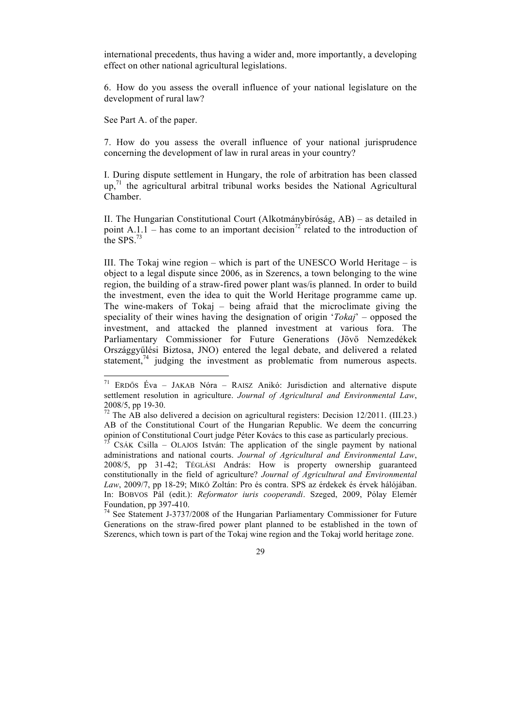international precedents, thus having a wider and, more importantly, a developing effect on other national agricultural legislations.

6. How do you assess the overall influence of your national legislature on the development of rural law?

See Part A. of the paper.

7. How do you assess the overall influence of your national jurisprudence concerning the development of law in rural areas in your country?

I. During dispute settlement in Hungary, the role of arbitration has been classed up,[71] the agricultural arbitral tribunal works besides the National Agricultural Chamber.

II. The Hungarian Constitutional Court (Alkotmánybíróság, AB) – as detailed in point A.1.1 – has come to an important decision[72] related to the introduction of the SPS.[73]

III. The Tokaj wine region – which is part of the UNESCO World Heritage – is object to a legal dispute since 2006, as in Szerencs, a town belonging to the wine region, the building of a straw-fired power plant was/is planned. In order to build the investment, even the idea to quit the World Heritage programme came up. The wine-makers of Tokaj – being afraid that the microclimate giving the speciality of their wines having the designation of origin '*Tokaj*' – opposed the investment, and attacked the planned investment at various fora. The Parliamentary Commissioner for Future Generations (Jövő Nemzedékek Országgyűlési Biztosa, JNO) entered the legal debate, and delivered a related statement,[74] judging the investment as problematic from numerous aspects.

---

[71] ERDŐS Éva – JAKAB Nóra – RAISZ Anikó: Jurisdiction and alternative dispute settlement resolution in agriculture. *Journal of Agricultural and Environmental Law*, 2008/5, pp 19-30.

[72] The AB also delivered a decision on agricultural registers: Decision 12/2011. (III.23.) AB of the Constitutional Court of the Hungarian Republic. We deem the concurring opinion of Constitutional Court judge Péter Kovács to this case as particularly precious.

[73] CSÁK Csilla – OLAJOS István: The application of the single payment by national administrations and national courts. *Journal of Agricultural and Environmental Law*, 2008/5, pp 31-42; TÉGLÁSI András: How is property ownership guaranteed constitutionally in the field of agriculture? *Journal of Agricultural and Environmental Law*, 2009/7, pp 18-29; MIKÓ Zoltán: Pro és contra. SPS az érdekek és érvek hálójában. In: BOBVOS Pál (edit.): *Reformator iuris cooperandi*. Szeged, 2009, Pólay Elemér Foundation, pp 397-410.

[74] See Statement J-3737/2008 of the Hungarian Parliamentary Commissioner for Future Generations on the straw-fired power plant planned to be established in the town of Szerencs, which town is part of the Tokaj wine region and the Tokaj world heritage zone.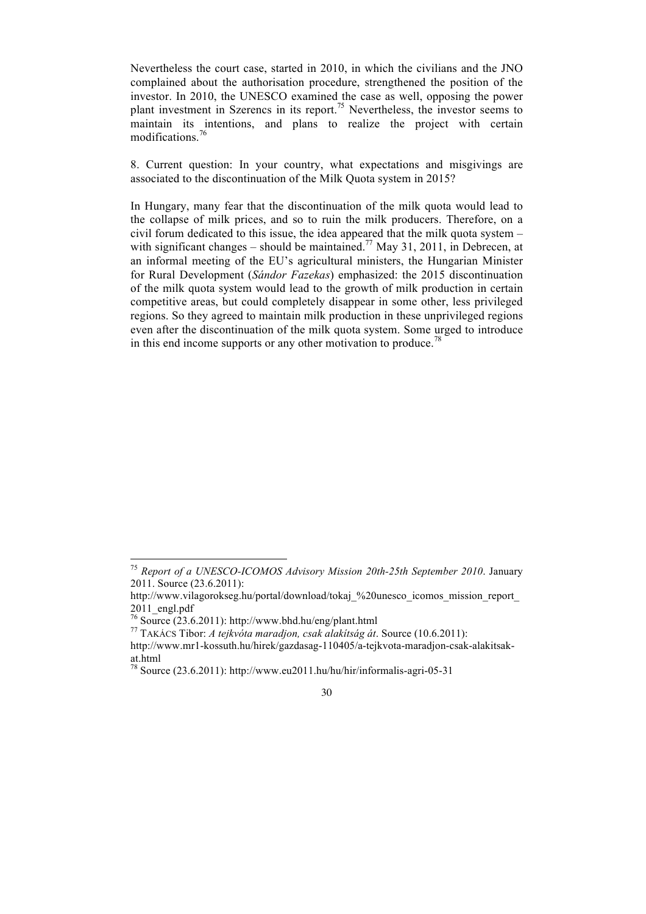Nevertheless the court case, started in 2010, in which the civilians and the JNO complained about the authorisation procedure, strengthened the position of the investor. In 2010, the UNESCO examined the case as well, opposing the power plant investment in Szerencs in its report.[75] Nevertheless, the investor seems to maintain its intentions, and plans to realize the project with certain modifications.[76]

8. Current question: In your country, what expectations and misgivings are associated to the discontinuation of the Milk Quota system in 2015?

In Hungary, many fear that the discontinuation of the milk quota would lead to the collapse of milk prices, and so to ruin the milk producers. Therefore, on a civil forum dedicated to this issue, the idea appeared that the milk quota system – with significant changes – should be maintained.[77] May 31, 2011, in Debrecen, at an informal meeting of the EU's agricultural ministers, the Hungarian Minister for Rural Development (*Sándor Fazekas*) emphasized: the 2015 discontinuation of the milk quota system would lead to the growth of milk production in certain competitive areas, but could completely disappear in some other, less privileged regions. So they agreed to maintain milk production in these unprivileged regions even after the discontinuation of the milk quota system. Some urged to introduce in this end income supports or any other motivation to produce.[78]

---

[75] *Report of a UNESCO-ICOMOS Advisory Mission 20th-25th September 2010*. January 2011. Source (23.6.2011): http://www.vilagorokseg.hu/portal/download/tokaj_%20unesco_icomos_mission_report_2011_engl.pdf

[76] Source (23.6.2011): http://www.bhd.hu/eng/plant.html

[77] TAKÁCS Tibor: *A tejkvóta maradjon, csak alakítság át*. Source (10.6.2011): http://www.mr1-kossuth.hu/hirek/gazdasag-110405/a-tejkvota-maradjon-csak-alakitsak-at.html

[78] Source (23.6.2011): http://www.eu2011.hu/hu/hir/informalis-agri-05-31